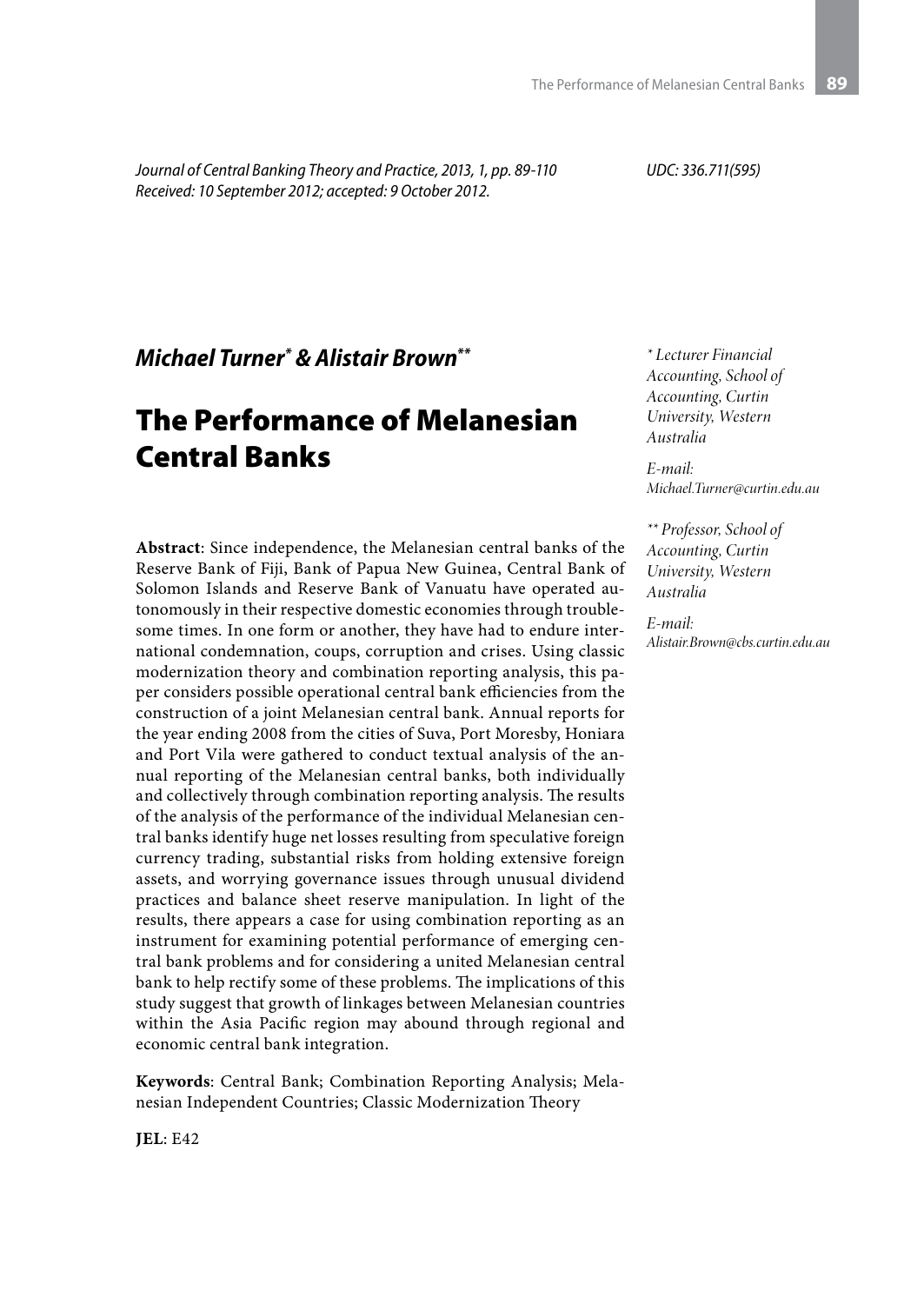*Journal of Central Banking Theory and Practice, 2013, 1, pp. 89-110*
*Received: 10 September 2012; accepted: 9 October 2012.*

*UDC: 336.711(595)*

***Michael Turner[*] & Alistair Brown[**]***

# The Performance of Melanesian Central Banks

*[*] Lecturer Financial Accounting, School of Accounting, Curtin University, Western Australia*

*E-mail: Michael.Turner@curtin.edu.au*

*[**] Professor, School of Accounting, Curtin University, Western Australia*

*E-mail: Alistair.Brown@cbs.curtin.edu.au*

**Abstract**: Since independence, the Melanesian central banks of the Reserve Bank of Fiji, Bank of Papua New Guinea, Central Bank of Solomon Islands and Reserve Bank of Vanuatu have operated autonomously in their respective domestic economies through troublesome times. In one form or another, they have had to endure international condemnation, coups, corruption and crises. Using classic modernization theory and combination reporting analysis, this paper considers possible operational central bank efficiencies from the construction of a joint Melanesian central bank. Annual reports for the year ending 2008 from the cities of Suva, Port Moresby, Honiara and Port Vila were gathered to conduct textual analysis of the annual reporting of the Melanesian central banks, both individually and collectively through combination reporting analysis. The results of the analysis of the performance of the individual Melanesian central banks identify huge net losses resulting from speculative foreign currency trading, substantial risks from holding extensive foreign assets, and worrying governance issues through unusual dividend practices and balance sheet reserve manipulation. In light of the results, there appears a case for using combination reporting as an instrument for examining potential performance of emerging central bank problems and for considering a united Melanesian central bank to help rectify some of these problems. The implications of this study suggest that growth of linkages between Melanesian countries within the Asia Pacific region may abound through regional and economic central bank integration.

**Keywords**: Central Bank; Combination Reporting Analysis; Melanesian Independent Countries; Classic Modernization Theory

**JEL**: E42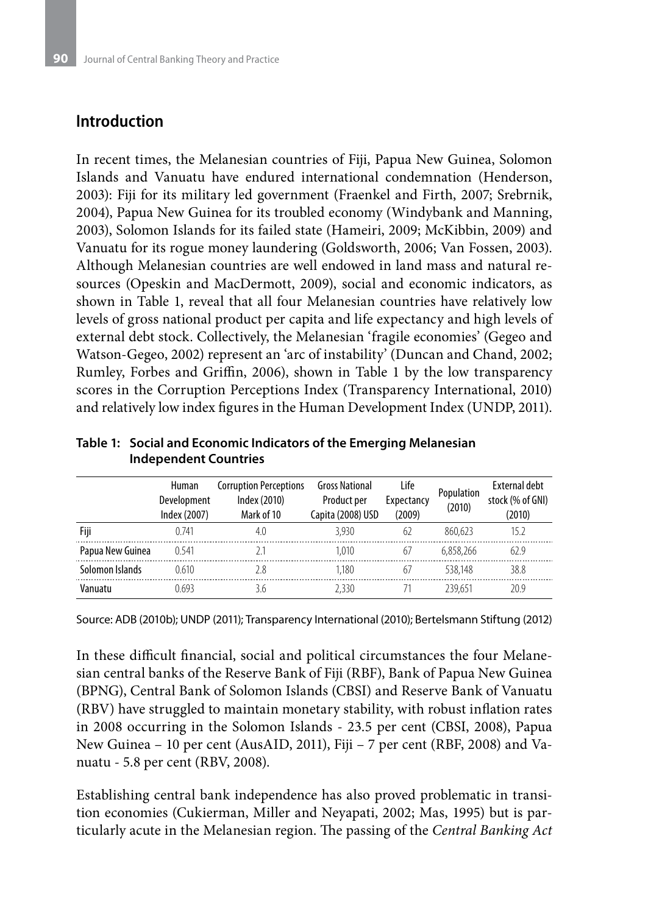## Introduction

In recent times, the Melanesian countries of Fiji, Papua New Guinea, Solomon Islands and Vanuatu have endured international condemnation (Henderson, 2003): Fiji for its military led government (Fraenkel and Firth, 2007; Srebrnik, 2004), Papua New Guinea for its troubled economy (Windybank and Manning, 2003), Solomon Islands for its failed state (Hameiri, 2009; McKibbin, 2009) and Vanuatu for its rogue money laundering (Goldsworth, 2006; Van Fossen, 2003). Although Melanesian countries are well endowed in land mass and natural resources (Opeskin and MacDermott, 2009), social and economic indicators, as shown in Table 1, reveal that all four Melanesian countries have relatively low levels of gross national product per capita and life expectancy and high levels of external debt stock. Collectively, the Melanesian 'fragile economies' (Gegeo and Watson-Gegeo, 2002) represent an 'arc of instability' (Duncan and Chand, 2002; Rumley, Forbes and Griffin, 2006), shown in Table 1 by the low transparency scores in the Corruption Perceptions Index (Transparency International, 2010) and relatively low index figures in the Human Development Index (UNDP, 2011).

**Table 1: Social and Economic Indicators of the Emerging Melanesian Independent Countries**

| | Human Development Index (2007) | Corruption Perceptions Index (2010) Mark of 10 | Gross National Product per Capita (2008) USD | Life Expectancy (2009) | Population (2010) | External debt stock (% of GNI) (2010) |
|---|---|---|---|---|---|---|
| Fiji | 0.741 | 4.0 | 3,930 | 62 | 860,623 | 15.2 |
| Papua New Guinea | 0.541 | 2.1 | 1,010 | 67 | 6,858,266 | 62.9 |
| Solomon Islands | 0.610 | 2.8 | 1,180 | 67 | 538,148 | 38.8 |
| Vanuatu | 0.693 | 3.6 | 2,330 | 71 | 239,651 | 20.9 |

Source: ADB (2010b); UNDP (2011); Transparency International (2010); Bertelsmann Stiftung (2012)

In these difficult financial, social and political circumstances the four Melanesian central banks of the Reserve Bank of Fiji (RBF), Bank of Papua New Guinea (BPNG), Central Bank of Solomon Islands (CBSI) and Reserve Bank of Vanuatu (RBV) have struggled to maintain monetary stability, with robust inflation rates in 2008 occurring in the Solomon Islands - 23.5 per cent (CBSI, 2008), Papua New Guinea – 10 per cent (AusAID, 2011), Fiji – 7 per cent (RBF, 2008) and Vanuatu - 5.8 per cent (RBV, 2008).

Establishing central bank independence has also proved problematic in transition economies (Cukierman, Miller and Neyapati, 2002; Mas, 1995) but is particularly acute in the Melanesian region. The passing of the *Central Banking Act*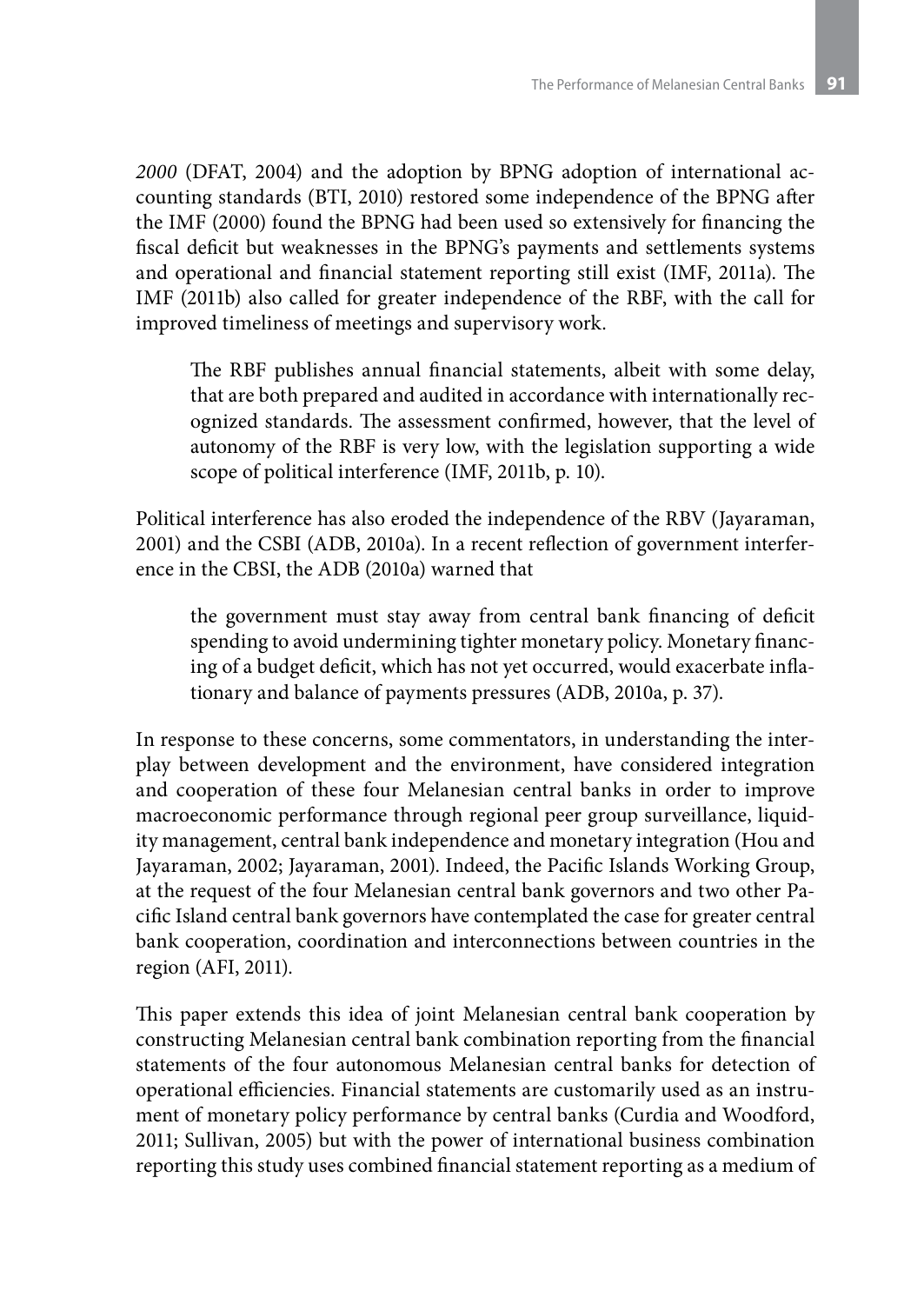*2000* (DFAT, 2004) and the adoption by BPNG adoption of international accounting standards (BTI, 2010) restored some independence of the BPNG after the IMF (2000) found the BPNG had been used so extensively for financing the fiscal deficit but weaknesses in the BPNG's payments and settlements systems and operational and financial statement reporting still exist (IMF, 2011a). The IMF (2011b) also called for greater independence of the RBF, with the call for improved timeliness of meetings and supervisory work.

> The RBF publishes annual financial statements, albeit with some delay, that are both prepared and audited in accordance with internationally recognized standards. The assessment confirmed, however, that the level of autonomy of the RBF is very low, with the legislation supporting a wide scope of political interference (IMF, 2011b, p. 10).

Political interference has also eroded the independence of the RBV (Jayaraman, 2001) and the CSBI (ADB, 2010a). In a recent reflection of government interference in the CBSI, the ADB (2010a) warned that

> the government must stay away from central bank financing of deficit spending to avoid undermining tighter monetary policy. Monetary financing of a budget deficit, which has not yet occurred, would exacerbate inflationary and balance of payments pressures (ADB, 2010a, p. 37).

In response to these concerns, some commentators, in understanding the interplay between development and the environment, have considered integration and cooperation of these four Melanesian central banks in order to improve macroeconomic performance through regional peer group surveillance, liquidity management, central bank independence and monetary integration (Hou and Jayaraman, 2002; Jayaraman, 2001). Indeed, the Pacific Islands Working Group, at the request of the four Melanesian central bank governors and two other Pacific Island central bank governors have contemplated the case for greater central bank cooperation, coordination and interconnections between countries in the region (AFI, 2011).

This paper extends this idea of joint Melanesian central bank cooperation by constructing Melanesian central bank combination reporting from the financial statements of the four autonomous Melanesian central banks for detection of operational efficiencies. Financial statements are customarily used as an instrument of monetary policy performance by central banks (Curdia and Woodford, 2011; Sullivan, 2005) but with the power of international business combination reporting this study uses combined financial statement reporting as a medium of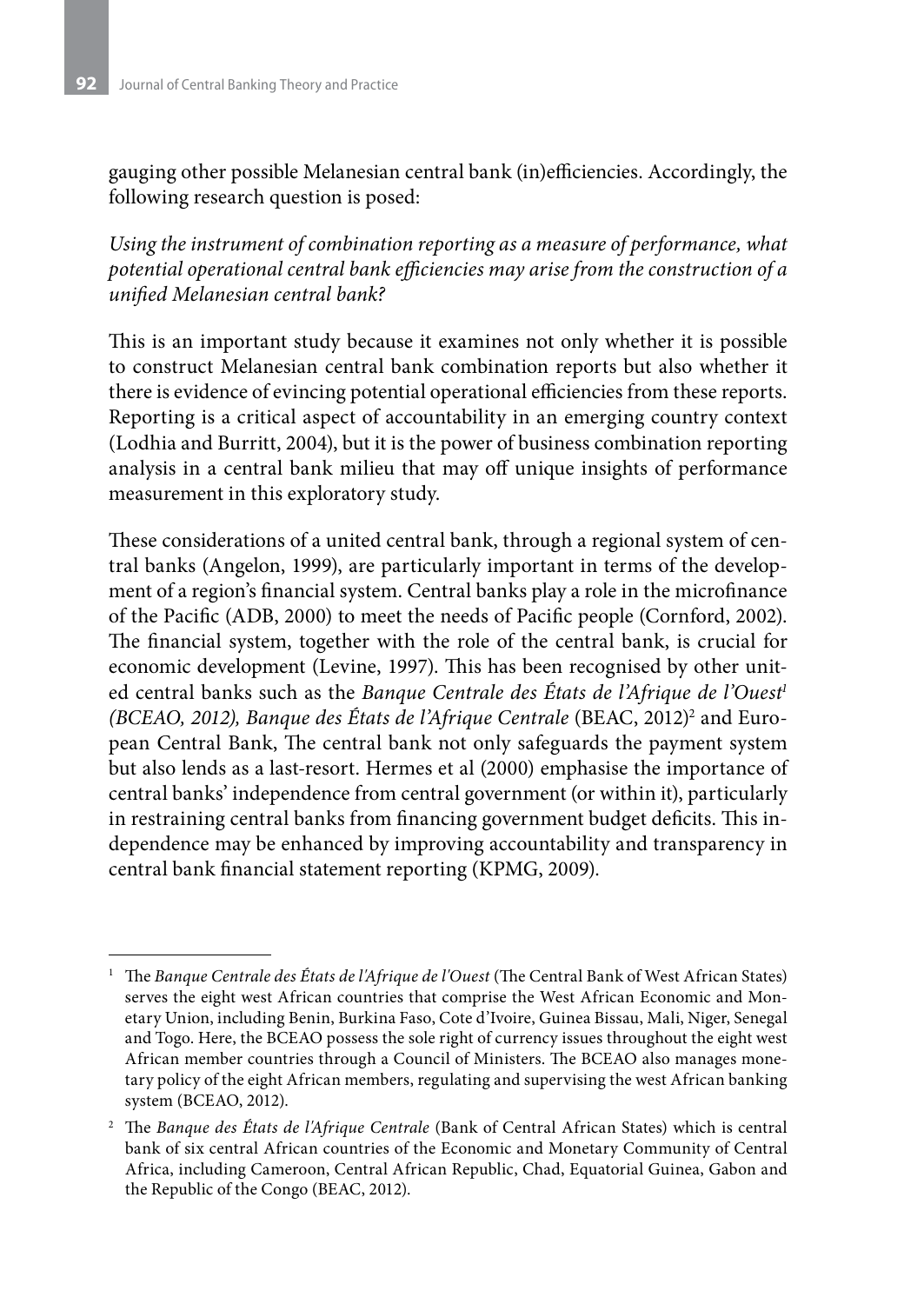gauging other possible Melanesian central bank (in)efficiencies. Accordingly, the following research question is posed:

*Using the instrument of combination reporting as a measure of performance, what potential operational central bank efficiencies may arise from the construction of a unified Melanesian central bank?*

This is an important study because it examines not only whether it is possible to construct Melanesian central bank combination reports but also whether it there is evidence of evincing potential operational efficiencies from these reports. Reporting is a critical aspect of accountability in an emerging country context (Lodhia and Burritt, 2004), but it is the power of business combination reporting analysis in a central bank milieu that may off unique insights of performance measurement in this exploratory study.

These considerations of a united central bank, through a regional system of central banks (Angelon, 1999), are particularly important in terms of the development of a region's financial system. Central banks play a role in the microfinance of the Pacific (ADB, 2000) to meet the needs of Pacific people (Cornford, 2002). The financial system, together with the role of the central bank, is crucial for economic development (Levine, 1997). This has been recognised by other united central banks such as the *Banque Centrale des États de l'Afrique de l'Ouest*[1] *(BCEAO, 2012), Banque des États de l'Afrique Centrale* (BEAC, 2012)[2] and European Central Bank, The central bank not only safeguards the payment system but also lends as a last-resort. Hermes et al (2000) emphasise the importance of central banks' independence from central government (or within it), particularly in restraining central banks from financing government budget deficits. This independence may be enhanced by improving accountability and transparency in central bank financial statement reporting (KPMG, 2009).

---

[1] The *Banque Centrale des États de l'Afrique de l'Ouest* (The Central Bank of West African States) serves the eight west African countries that comprise the West African Economic and Monetary Union, including Benin, Burkina Faso, Cote d'Ivoire, Guinea Bissau, Mali, Niger, Senegal and Togo. Here, the BCEAO possess the sole right of currency issues throughout the eight west African member countries through a Council of Ministers. The BCEAO also manages monetary policy of the eight African members, regulating and supervising the west African banking system (BCEAO, 2012).

[2] The *Banque des États de l'Afrique Centrale* (Bank of Central African States) which is central bank of six central African countries of the Economic and Monetary Community of Central Africa, including Cameroon, Central African Republic, Chad, Equatorial Guinea, Gabon and the Republic of the Congo (BEAC, 2012).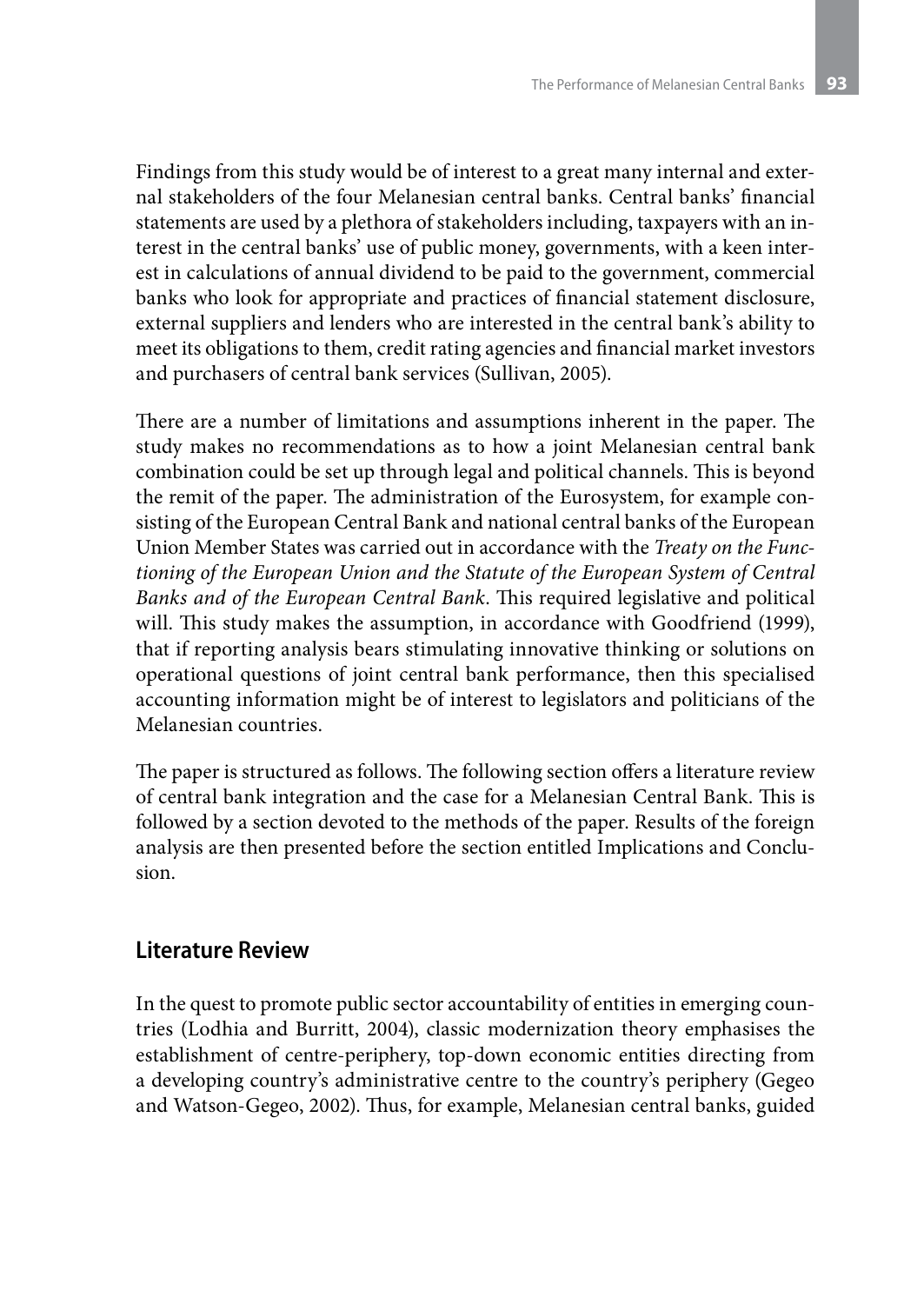Findings from this study would be of interest to a great many internal and external stakeholders of the four Melanesian central banks. Central banks' financial statements are used by a plethora of stakeholders including, taxpayers with an interest in the central banks' use of public money, governments, with a keen interest in calculations of annual dividend to be paid to the government, commercial banks who look for appropriate and practices of financial statement disclosure, external suppliers and lenders who are interested in the central bank's ability to meet its obligations to them, credit rating agencies and financial market investors and purchasers of central bank services (Sullivan, 2005).

There are a number of limitations and assumptions inherent in the paper. The study makes no recommendations as to how a joint Melanesian central bank combination could be set up through legal and political channels. This is beyond the remit of the paper. The administration of the Eurosystem, for example consisting of the European Central Bank and national central banks of the European Union Member States was carried out in accordance with the *Treaty on the Functioning of the European Union and the Statute of the European System of Central Banks and of the European Central Bank*. This required legislative and political will. This study makes the assumption, in accordance with Goodfriend (1999), that if reporting analysis bears stimulating innovative thinking or solutions on operational questions of joint central bank performance, then this specialised accounting information might be of interest to legislators and politicians of the Melanesian countries.

The paper is structured as follows. The following section offers a literature review of central bank integration and the case for a Melanesian Central Bank. This is followed by a section devoted to the methods of the paper. Results of the foreign analysis are then presented before the section entitled Implications and Conclusion.

## Literature Review

In the quest to promote public sector accountability of entities in emerging countries (Lodhia and Burritt, 2004), classic modernization theory emphasises the establishment of centre-periphery, top-down economic entities directing from a developing country's administrative centre to the country's periphery (Gegeo and Watson-Gegeo, 2002). Thus, for example, Melanesian central banks, guided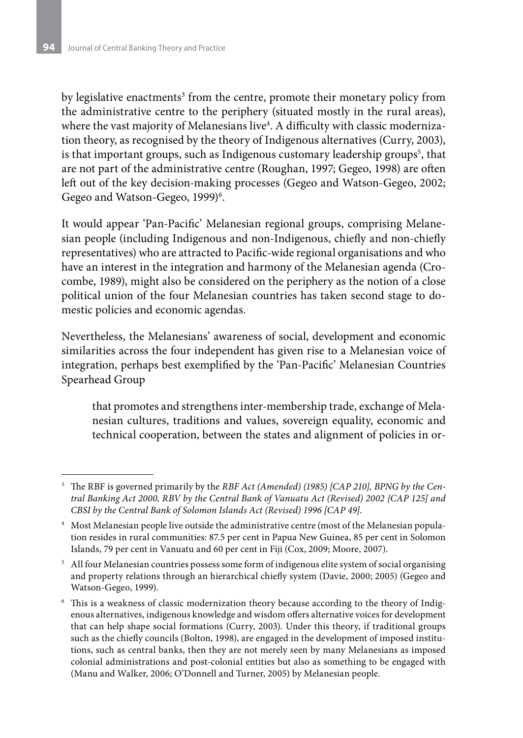by legislative enactments[3] from the centre, promote their monetary policy from the administrative centre to the periphery (situated mostly in the rural areas), where the vast majority of Melanesians live[4]. A difficulty with classic modernization theory, as recognised by the theory of Indigenous alternatives (Curry, 2003), is that important groups, such as Indigenous customary leadership groups[5], that are not part of the administrative centre (Roughan, 1997; Gegeo, 1998) are often left out of the key decision-making processes (Gegeo and Watson-Gegeo, 2002; Gegeo and Watson-Gegeo, 1999)[6].

It would appear 'Pan-Pacific' Melanesian regional groups, comprising Melanesian people (including Indigenous and non-Indigenous, chiefly and non-chiefly representatives) who are attracted to Pacific-wide regional organisations and who have an interest in the integration and harmony of the Melanesian agenda (Crocombe, 1989), might also be considered on the periphery as the notion of a close political union of the four Melanesian countries has taken second stage to domestic policies and economic agendas.

Nevertheless, the Melanesians' awareness of social, development and economic similarities across the four independent has given rise to a Melanesian voice of integration, perhaps best exemplified by the 'Pan-Pacific' Melanesian Countries Spearhead Group

> that promotes and strengthens inter-membership trade, exchange of Melanesian cultures, traditions and values, sovereign equality, economic and technical cooperation, between the states and alignment of policies in or-

---

[3] The RBF is governed primarily by the *RBF Act (Amended) (1985) [CAP 210], BPNG by the Central Banking Act 2000, RBV by the Central Bank of Vanuatu Act (Revised) 2002 {CAP 125] and CBSI by the Central Bank of Solomon Islands Act (Revised) 1996 [CAP 49]*.

[4] Most Melanesian people live outside the administrative centre (most of the Melanesian population resides in rural communities: 87.5 per cent in Papua New Guinea, 85 per cent in Solomon Islands, 79 per cent in Vanuatu and 60 per cent in Fiji (Cox, 2009; Moore, 2007).

[5] All four Melanesian countries possess some form of indigenous elite system of social organising and property relations through an hierarchical chiefly system (Davie, 2000; 2005) (Gegeo and Watson-Gegeo, 1999).

[6] This is a weakness of classic modernization theory because according to the theory of Indigenous alternatives, indigenous knowledge and wisdom offers alternative voices for development that can help shape social formations (Curry, 2003). Under this theory, if traditional groups such as the chiefly councils (Bolton, 1998), are engaged in the development of imposed institutions, such as central banks, then they are not merely seen by many Melanesians as imposed colonial administrations and post-colonial entities but also as something to be engaged with (Manu and Walker, 2006; O'Donnell and Turner, 2005) by Melanesian people.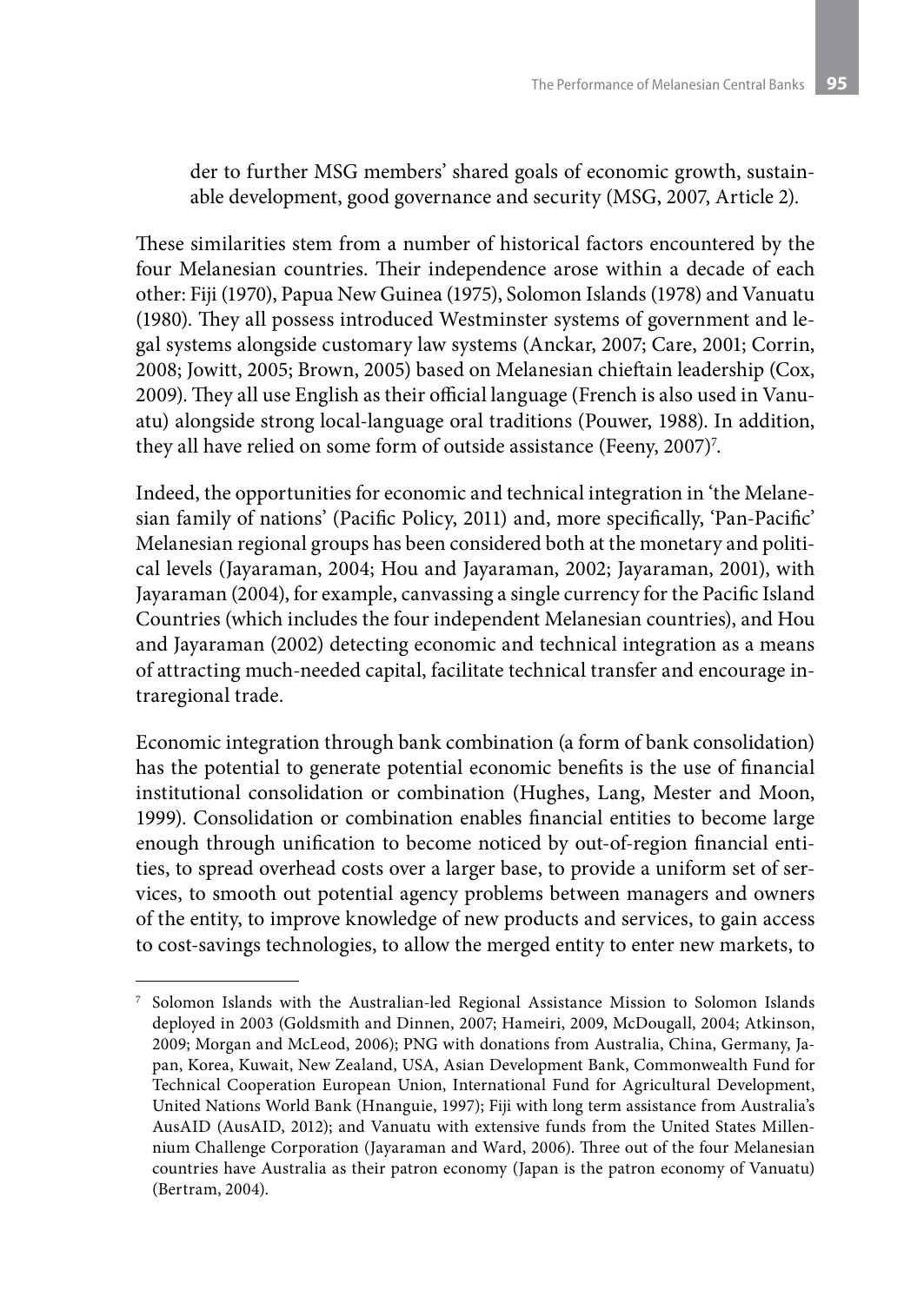der to further MSG members' shared goals of economic growth, sustainable development, good governance and security (MSG, 2007, Article 2).

These similarities stem from a number of historical factors encountered by the four Melanesian countries. Their independence arose within a decade of each other: Fiji (1970), Papua New Guinea (1975), Solomon Islands (1978) and Vanuatu (1980). They all possess introduced Westminster systems of government and legal systems alongside customary law systems (Anckar, 2007; Care, 2001; Corrin, 2008; Jowitt, 2005; Brown, 2005) based on Melanesian chieftain leadership (Cox, 2009). They all use English as their official language (French is also used in Vanuatu) alongside strong local-language oral traditions (Pouwer, 1988). In addition, they all have relied on some form of outside assistance (Feeny, 2007)[7].

Indeed, the opportunities for economic and technical integration in 'the Melanesian family of nations' (Pacific Policy, 2011) and, more specifically, 'Pan-Pacific' Melanesian regional groups has been considered both at the monetary and political levels (Jayaraman, 2004; Hou and Jayaraman, 2002; Jayaraman, 2001), with Jayaraman (2004), for example, canvassing a single currency for the Pacific Island Countries (which includes the four independent Melanesian countries), and Hou and Jayaraman (2002) detecting economic and technical integration as a means of attracting much-needed capital, facilitate technical transfer and encourage intraregional trade.

Economic integration through bank combination (a form of bank consolidation) has the potential to generate potential economic benefits is the use of financial institutional consolidation or combination (Hughes, Lang, Mester and Moon, 1999). Consolidation or combination enables financial entities to become large enough through unification to become noticed by out-of-region financial entities, to spread overhead costs over a larger base, to provide a uniform set of services, to smooth out potential agency problems between managers and owners of the entity, to improve knowledge of new products and services, to gain access to cost-savings technologies, to allow the merged entity to enter new markets, to

---

[7] Solomon Islands with the Australian-led Regional Assistance Mission to Solomon Islands deployed in 2003 (Goldsmith and Dinnen, 2007; Hameiri, 2009, McDougall, 2004; Atkinson, 2009; Morgan and McLeod, 2006); PNG with donations from Australia, China, Germany, Japan, Korea, Kuwait, New Zealand, USA, Asian Development Bank, Commonwealth Fund for Technical Cooperation European Union, International Fund for Agricultural Development, United Nations World Bank (Hnanguie, 1997); Fiji with long term assistance from Australia's AusAID (AusAID, 2012); and Vanuatu with extensive funds from the United States Millennium Challenge Corporation (Jayaraman and Ward, 2006). Three out of the four Melanesian countries have Australia as their patron economy (Japan is the patron economy of Vanuatu) (Bertram, 2004).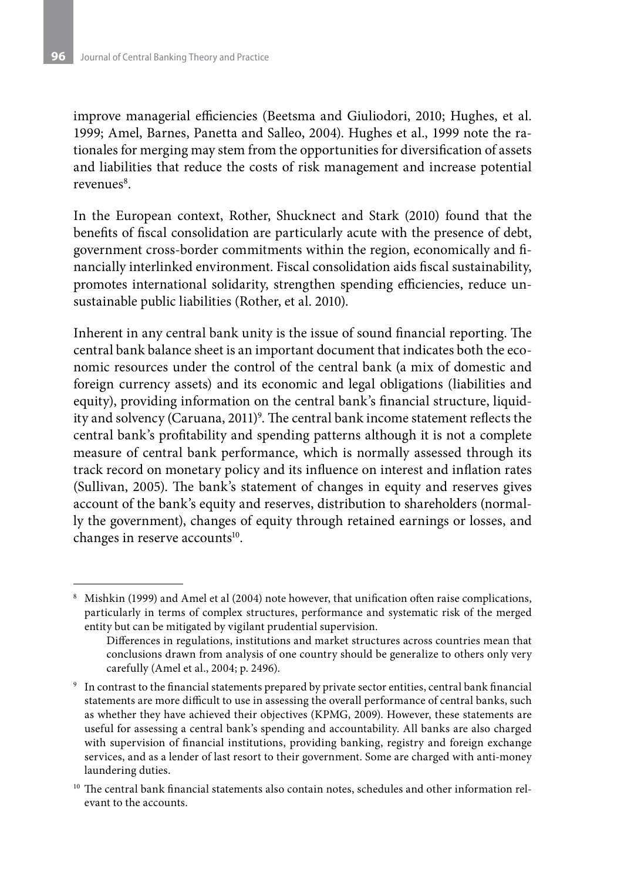improve managerial efficiencies (Beetsma and Giuliodori, 2010; Hughes, et al. 1999; Amel, Barnes, Panetta and Salleo, 2004). Hughes et al., 1999 note the rationales for merging may stem from the opportunities for diversification of assets and liabilities that reduce the costs of risk management and increase potential revenues[8].

In the European context, Rother, Shucknect and Stark (2010) found that the benefits of fiscal consolidation are particularly acute with the presence of debt, government cross-border commitments within the region, economically and financially interlinked environment. Fiscal consolidation aids fiscal sustainability, promotes international solidarity, strengthen spending efficiencies, reduce unsustainable public liabilities (Rother, et al. 2010).

Inherent in any central bank unity is the issue of sound financial reporting. The central bank balance sheet is an important document that indicates both the economic resources under the control of the central bank (a mix of domestic and foreign currency assets) and its economic and legal obligations (liabilities and equity), providing information on the central bank's financial structure, liquidity and solvency (Caruana, 2011)[9]. The central bank income statement reflects the central bank's profitability and spending patterns although it is not a complete measure of central bank performance, which is normally assessed through its track record on monetary policy and its influence on interest and inflation rates (Sullivan, 2005). The bank's statement of changes in equity and reserves gives account of the bank's equity and reserves, distribution to shareholders (normally the government), changes of equity through retained earnings or losses, and changes in reserve accounts[10].

---

[8] Mishkin (1999) and Amel et al (2004) note however, that unification often raise complications, particularly in terms of complex structures, performance and systematic risk of the merged entity but can be mitigated by vigilant prudential supervision.

> Differences in regulations, institutions and market structures across countries mean that conclusions drawn from analysis of one country should be generalize to others only very carefully (Amel et al., 2004; p. 2496).

[9] In contrast to the financial statements prepared by private sector entities, central bank financial statements are more difficult to use in assessing the overall performance of central banks, such as whether they have achieved their objectives (KPMG, 2009). However, these statements are useful for assessing a central bank's spending and accountability. All banks are also charged with supervision of financial institutions, providing banking, registry and foreign exchange services, and as a lender of last resort to their government. Some are charged with anti-money laundering duties.

[10] The central bank financial statements also contain notes, schedules and other information relevant to the accounts.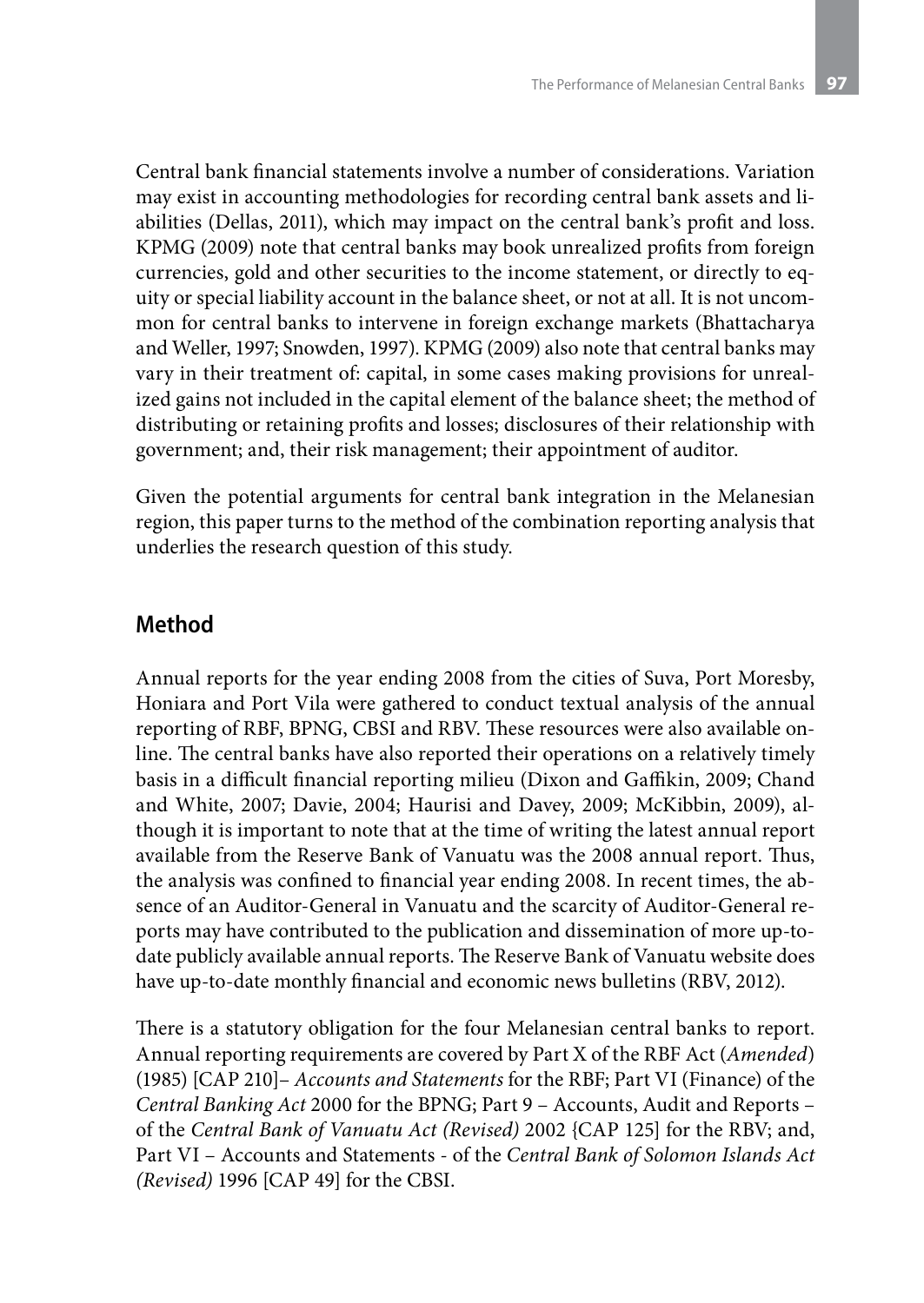Central bank financial statements involve a number of considerations. Variation may exist in accounting methodologies for recording central bank assets and liabilities (Dellas, 2011), which may impact on the central bank's profit and loss. KPMG (2009) note that central banks may book unrealized profits from foreign currencies, gold and other securities to the income statement, or directly to equity or special liability account in the balance sheet, or not at all. It is not uncommon for central banks to intervene in foreign exchange markets (Bhattacharya and Weller, 1997; Snowden, 1997). KPMG (2009) also note that central banks may vary in their treatment of: capital, in some cases making provisions for unrealized gains not included in the capital element of the balance sheet; the method of distributing or retaining profits and losses; disclosures of their relationship with government; and, their risk management; their appointment of auditor.

Given the potential arguments for central bank integration in the Melanesian region, this paper turns to the method of the combination reporting analysis that underlies the research question of this study.

## Method

Annual reports for the year ending 2008 from the cities of Suva, Port Moresby, Honiara and Port Vila were gathered to conduct textual analysis of the annual reporting of RBF, BPNG, CBSI and RBV. These resources were also available online. The central banks have also reported their operations on a relatively timely basis in a difficult financial reporting milieu (Dixon and Gaffikin, 2009; Chand and White, 2007; Davie, 2004; Haurisi and Davey, 2009; McKibbin, 2009), although it is important to note that at the time of writing the latest annual report available from the Reserve Bank of Vanuatu was the 2008 annual report. Thus, the analysis was confined to financial year ending 2008. In recent times, the absence of an Auditor-General in Vanuatu and the scarcity of Auditor-General reports may have contributed to the publication and dissemination of more up-to-date publicly available annual reports. The Reserve Bank of Vanuatu website does have up-to-date monthly financial and economic news bulletins (RBV, 2012).

There is a statutory obligation for the four Melanesian central banks to report. Annual reporting requirements are covered by Part X of the RBF Act (*Amended*) (1985) [CAP 210]– *Accounts and Statements* for the RBF; Part VI (Finance) of the *Central Banking Act* 2000 for the BPNG; Part 9 – Accounts, Audit and Reports – of the *Central Bank of Vanuatu Act (Revised)* 2002 {CAP 125] for the RBV; and, Part VI – Accounts and Statements - of the *Central Bank of Solomon Islands Act (Revised)* 1996 [CAP 49] for the CBSI.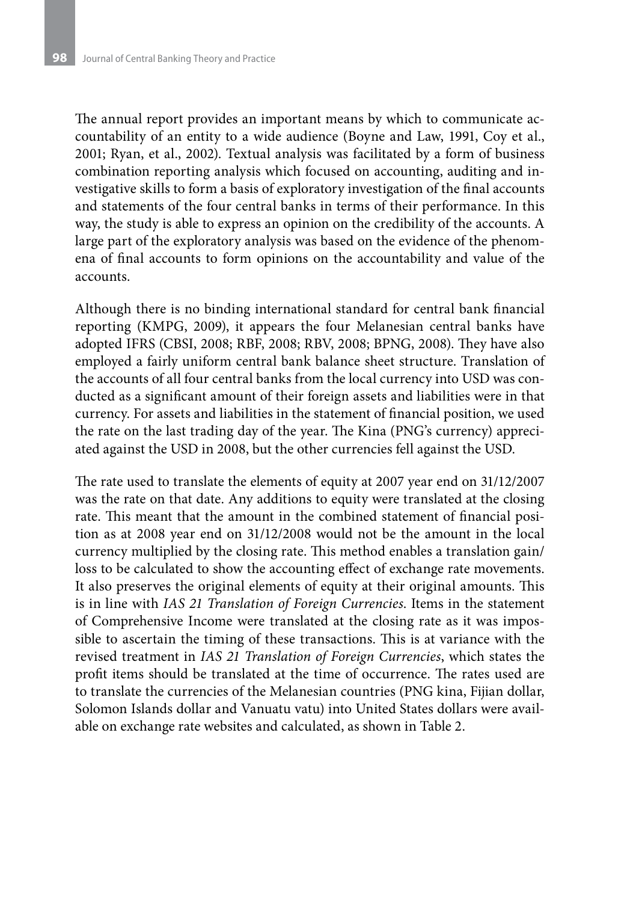The annual report provides an important means by which to communicate accountability of an entity to a wide audience (Boyne and Law, 1991, Coy et al., 2001; Ryan, et al., 2002). Textual analysis was facilitated by a form of business combination reporting analysis which focused on accounting, auditing and investigative skills to form a basis of exploratory investigation of the final accounts and statements of the four central banks in terms of their performance. In this way, the study is able to express an opinion on the credibility of the accounts. A large part of the exploratory analysis was based on the evidence of the phenomena of final accounts to form opinions on the accountability and value of the accounts.

Although there is no binding international standard for central bank financial reporting (KMPG, 2009), it appears the four Melanesian central banks have adopted IFRS (CBSI, 2008; RBF, 2008; RBV, 2008; BPNG, 2008). They have also employed a fairly uniform central bank balance sheet structure. Translation of the accounts of all four central banks from the local currency into USD was conducted as a significant amount of their foreign assets and liabilities were in that currency. For assets and liabilities in the statement of financial position, we used the rate on the last trading day of the year. The Kina (PNG's currency) appreciated against the USD in 2008, but the other currencies fell against the USD.

The rate used to translate the elements of equity at 2007 year end on 31/12/2007 was the rate on that date. Any additions to equity were translated at the closing rate. This meant that the amount in the combined statement of financial position as at 2008 year end on 31/12/2008 would not be the amount in the local currency multiplied by the closing rate. This method enables a translation gain/loss to be calculated to show the accounting effect of exchange rate movements. It also preserves the original elements of equity at their original amounts. This is in line with *IAS 21 Translation of Foreign Currencies*. Items in the statement of Comprehensive Income were translated at the closing rate as it was impossible to ascertain the timing of these transactions. This is at variance with the revised treatment in *IAS 21 Translation of Foreign Currencies*, which states the profit items should be translated at the time of occurrence. The rates used are to translate the currencies of the Melanesian countries (PNG kina, Fijian dollar, Solomon Islands dollar and Vanuatu vatu) into United States dollars were available on exchange rate websites and calculated, as shown in Table 2.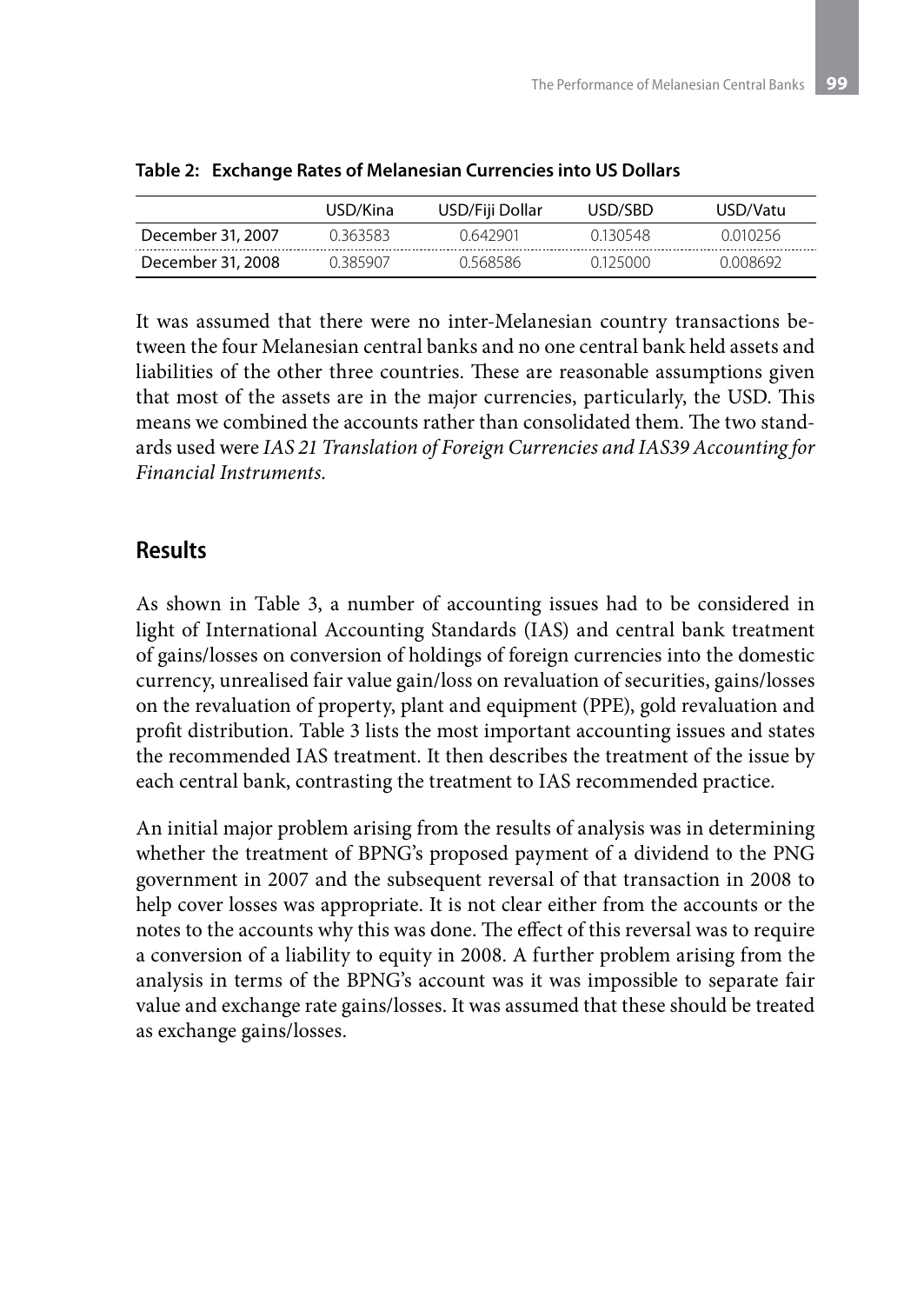**Table 2: Exchange Rates of Melanesian Currencies into US Dollars**

| | USD/Kina | USD/Fiji Dollar | USD/SBD | USD/Vatu |
|---|---|---|---|---|
| December 31, 2007 | 0.363583 | 0.642901 | 0.130548 | 0.010256 |
| December 31, 2008 | 0.385907 | 0.568586 | 0.125000 | 0.008692 |

It was assumed that there were no inter-Melanesian country transactions between the four Melanesian central banks and no one central bank held assets and liabilities of the other three countries. These are reasonable assumptions given that most of the assets are in the major currencies, particularly, the USD. This means we combined the accounts rather than consolidated them. The two standards used were *IAS 21 Translation of Foreign Currencies and IAS39 Accounting for Financial Instruments*.

## Results

As shown in Table 3, a number of accounting issues had to be considered in light of International Accounting Standards (IAS) and central bank treatment of gains/losses on conversion of holdings of foreign currencies into the domestic currency, unrealised fair value gain/loss on revaluation of securities, gains/losses on the revaluation of property, plant and equipment (PPE), gold revaluation and profit distribution. Table 3 lists the most important accounting issues and states the recommended IAS treatment. It then describes the treatment of the issue by each central bank, contrasting the treatment to IAS recommended practice.

An initial major problem arising from the results of analysis was in determining whether the treatment of BPNG's proposed payment of a dividend to the PNG government in 2007 and the subsequent reversal of that transaction in 2008 to help cover losses was appropriate. It is not clear either from the accounts or the notes to the accounts why this was done. The effect of this reversal was to require a conversion of a liability to equity in 2008. A further problem arising from the analysis in terms of the BPNG's account was it was impossible to separate fair value and exchange rate gains/losses. It was assumed that these should be treated as exchange gains/losses.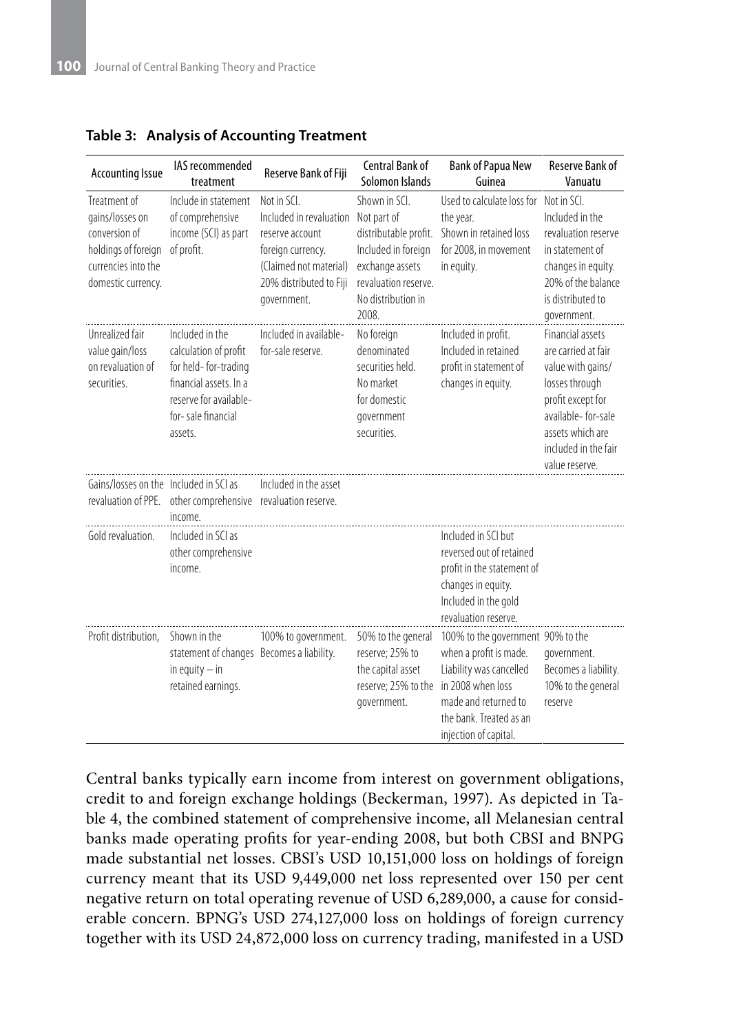**Table 3: Analysis of Accounting Treatment**

| Accounting Issue | IAS recommended treatment | Reserve Bank of Fiji | Central Bank of Solomon Islands | Bank of Papua New Guinea | Reserve Bank of Vanuatu |
|---|---|---|---|---|---|
| Treatment of gains/losses on conversion of holdings of foreign currencies into the domestic currency. | Include in statement of comprehensive income (SCI) as part of profit. | Not in SCI. Included in revaluation reserve account foreign currency. (Claimed not material) 20% distributed to Fiji government. | Shown in SCI. Not part of distributable profit. Included in foreign exchange assets revaluation reserve. No distribution in 2008. | Used to calculate loss for the year. Shown in retained loss for 2008, in movement in equity. | Not in SCI. Included in the revaluation reserve in statement of changes in equity. 20% of the balance is distributed to government. |
| Unrealized fair value gain/loss on revaluation of securities. | Included in the calculation of profit for held- for-trading financial assets. In a reserve for available-for- sale financial assets. | Included in available-for-sale reserve. | No foreign denominated securities held. No market for domestic government securities. | Included in profit. Included in retained profit in statement of changes in equity. | Financial assets are carried at fair value with gains/losses through profit except for available- for-sale assets which are included in the fair value reserve. |
| Gains/losses on the revaluation of PPE. | Included in SCI as other comprehensive income. | Included in the asset revaluation reserve. | | | |
| Gold revaluation. | Included in SCI as other comprehensive income. | | | Included in SCI but reversed out of retained profit in the statement of changes in equity. Included in the gold revaluation reserve. | |
| Profit distribution, | Shown in the statement of changes in equity – in retained earnings. | 100% to government. Becomes a liability. | 50% to the general reserve; 25% to the capital asset reserve; 25% to the government. | 100% to the government when a profit is made. Liability was cancelled in 2008 when loss made and returned to the bank. Treated as an injection of capital. | 90% to the government. Becomes a liability. 10% to the general reserve |

Central banks typically earn income from interest on government obligations, credit to and foreign exchange holdings (Beckerman, 1997). As depicted in Table 4, the combined statement of comprehensive income, all Melanesian central banks made operating profits for year-ending 2008, but both CBSI and BNPG made substantial net losses. CBSI's USD 10,151,000 loss on holdings of foreign currency meant that its USD 9,449,000 net loss represented over 150 per cent negative return on total operating revenue of USD 6,289,000, a cause for considerable concern. BPNG's USD 274,127,000 loss on holdings of foreign currency together with its USD 24,872,000 loss on currency trading, manifested in a USD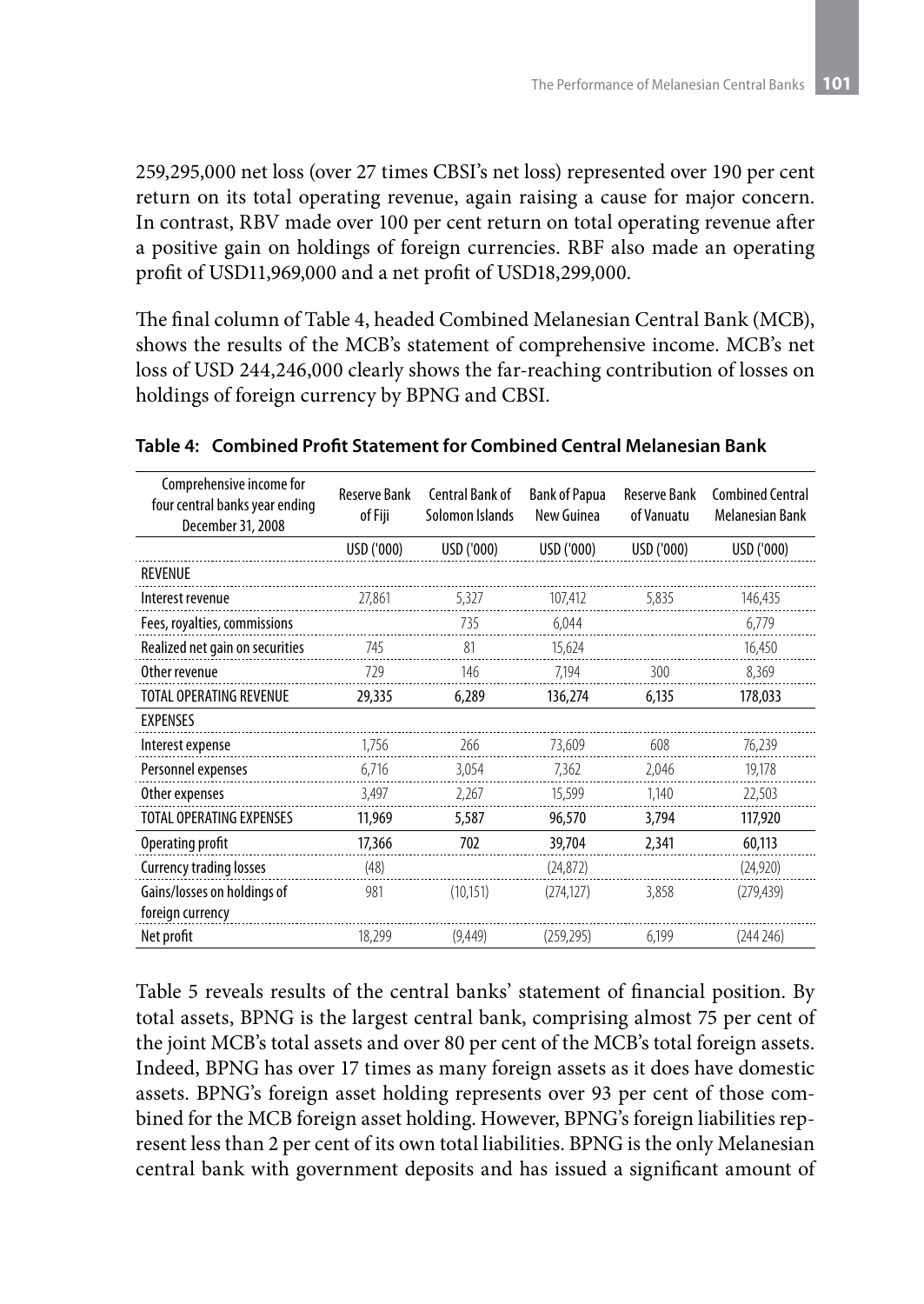259,295,000 net loss (over 27 times CBSI's net loss) represented over 190 per cent return on its total operating revenue, again raising a cause for major concern. In contrast, RBV made over 100 per cent return on total operating revenue after a positive gain on holdings of foreign currencies. RBF also made an operating profit of USD11,969,000 and a net profit of USD18,299,000.

The final column of Table 4, headed Combined Melanesian Central Bank (MCB), shows the results of the MCB's statement of comprehensive income. MCB's net loss of USD 244,246,000 clearly shows the far-reaching contribution of losses on holdings of foreign currency by BPNG and CBSI.

**Table 4: Combined Profit Statement for Combined Central Melanesian Bank**

| Comprehensive income for four central banks year ending December 31, 2008 | Reserve Bank of Fiji | Central Bank of Solomon Islands | Bank of Papua New Guinea | Reserve Bank of Vanuatu | Combined Central Melanesian Bank |
|---|---|---|---|---|---|
| | USD ('000) | USD ('000) | USD ('000) | USD ('000) | USD ('000) |
| REVENUE | | | | | |
| Interest revenue | 27,861 | 5,327 | 107,412 | 5,835 | 146,435 |
| Fees, royalties, commissions | | 735 | 6,044 | | 6,779 |
| Realized net gain on securities | 745 | 81 | 15,624 | | 16,450 |
| Other revenue | 729 | 146 | 7,194 | 300 | 8,369 |
| **TOTAL OPERATING REVENUE** | **29,335** | **6,289** | **136,274** | **6,135** | **178,033** |
| EXPENSES | | | | | |
| Interest expense | 1,756 | 266 | 73,609 | 608 | 76,239 |
| Personnel expenses | 6,716 | 3,054 | 7,362 | 2,046 | 19,178 |
| Other expenses | 3,497 | 2,267 | 15,599 | 1,140 | 22,503 |
| **TOTAL OPERATING EXPENSES** | **11,969** | **5,587** | **96,570** | **3,794** | **117,920** |
| **Operating profit** | **17,366** | **702** | **39,704** | **2,341** | **60,113** |
| Currency trading losses | (48) | | (24,872) | | (24,920) |
| Gains/losses on holdings of foreign currency | 981 | (10,151) | (274,127) | 3,858 | (279,439) |
| Net profit | 18,299 | (9,449) | (259,295) | 6,199 | (244 246) |

Table 5 reveals results of the central banks' statement of financial position. By total assets, BPNG is the largest central bank, comprising almost 75 per cent of the joint MCB's total assets and over 80 per cent of the MCB's total foreign assets. Indeed, BPNG has over 17 times as many foreign assets as it does have domestic assets. BPNG's foreign asset holding represents over 93 per cent of those combined for the MCB foreign asset holding. However, BPNG's foreign liabilities represent less than 2 per cent of its own total liabilities. BPNG is the only Melanesian central bank with government deposits and has issued a significant amount of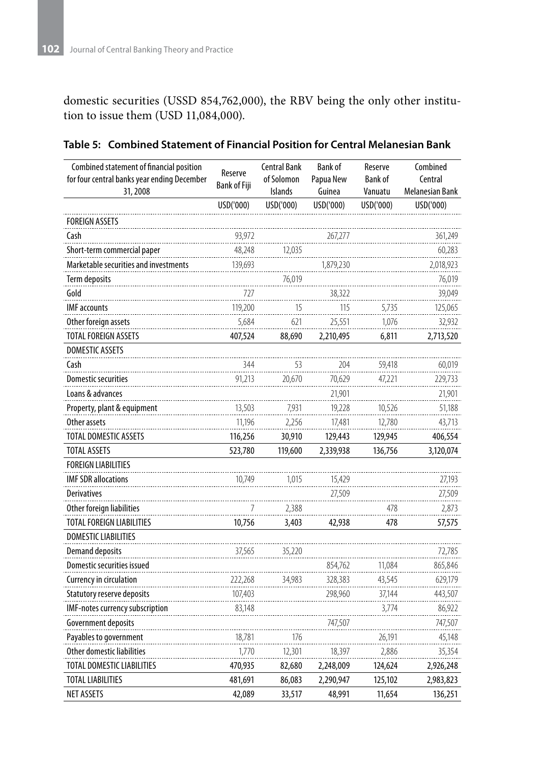domestic securities (USSD 854,762,000), the RBV being the only other institution to issue them (USD 11,084,000).

**Table 5: Combined Statement of Financial Position for Central Melanesian Bank**

| Combined statement of financial position for four central banks year ending December 31, 2008 | Reserve Bank of Fiji | Central Bank of Solomon Islands | Bank of Papua New Guinea | Reserve Bank of Vanuatu | Combined Central Melanesian Bank |
|---|---|---|---|---|---|
| | USD('000) | USD('000) | USD('000) | USD('000) | USD('000) |
| FOREIGN ASSETS | | | | | |
| Cash | 93,972 | | 267,277 | | 361,249 |
| Short-term commercial paper | 48,248 | 12,035 | | | 60,283 |
| Marketable securities and investments | 139,693 | | 1,879,230 | | 2,018,923 |
| Term deposits | | 76,019 | | | 76,019 |
| Gold | 727 | | 38,322 | | 39,049 |
| IMF accounts | 119,200 | 15 | 115 | 5,735 | 125,065 |
| Other foreign assets | 5,684 | 621 | 25,551 | 1,076 | 32,932 |
| **TOTAL FOREIGN ASSETS** | **407,524** | **88,690** | **2,210,495** | **6,811** | **2,713,520** |
| DOMESTIC ASSETS | | | | | |
| Cash | 344 | 53 | 204 | 59,418 | 60,019 |
| Domestic securities | 91,213 | 20,670 | 70,629 | 47,221 | 229,733 |
| Loans & advances | | | 21,901 | | 21,901 |
| Property, plant & equipment | 13,503 | 7,931 | 19,228 | 10,526 | 51,188 |
| Other assets | 11,196 | 2,256 | 17,481 | 12,780 | 43,713 |
| **TOTAL DOMESTIC ASSETS** | **116,256** | **30,910** | **129,443** | **129,945** | **406,554** |
| **TOTAL ASSETS** | **523,780** | **119,600** | **2,339,938** | **136,756** | **3,120,074** |
| FOREIGN LIABILITIES | | | | | |
| IMF SDR allocations | 10,749 | 1,015 | 15,429 | | 27,193 |
| Derivatives | | | 27,509 | | 27,509 |
| Other foreign liabilities | 7 | 2,388 | | 478 | 2,873 |
| **TOTAL FOREIGN LIABILITIES** | **10,756** | **3,403** | **42,938** | **478** | **57,575** |
| DOMESTIC LIABILITIES | | | | | |
| Demand deposits | 37,565 | 35,220 | | | 72,785 |
| Domestic securities issued | | | 854,762 | 11,084 | 865,846 |
| Currency in circulation | 222,268 | 34,983 | 328,383 | 43,545 | 629,179 |
| Statutory reserve deposits | 107,403 | | 298,960 | 37,144 | 443,507 |
| IMF-notes currency subscription | 83,148 | | | 3,774 | 86,922 |
| Government deposits | | | 747,507 | | 747,507 |
| Payables to government | 18,781 | 176 | | 26,191 | 45,148 |
| Other domestic liabilities | 1,770 | 12,301 | 18,397 | 2,886 | 35,354 |
| **TOTAL DOMESTIC LIABILITIES** | **470,935** | **82,680** | **2,248,009** | **124,624** | **2,926,248** |
| **TOTAL LIABILITIES** | **481,691** | **86,083** | **2,290,947** | **125,102** | **2,983,823** |
| **NET ASSETS** | **42,089** | **33,517** | **48,991** | **11,654** | **136,251** |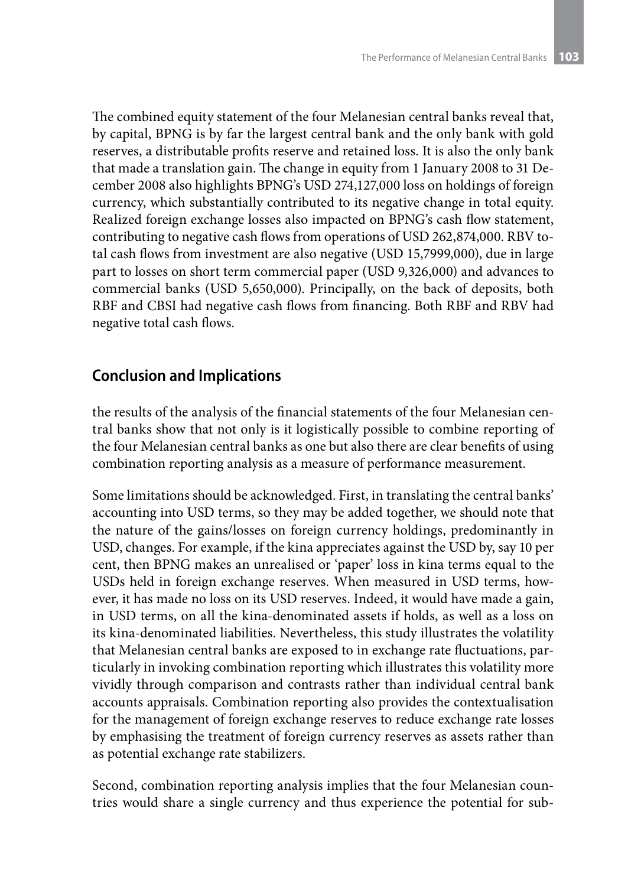The combined equity statement of the four Melanesian central banks reveal that, by capital, BPNG is by far the largest central bank and the only bank with gold reserves, a distributable profits reserve and retained loss. It is also the only bank that made a translation gain. The change in equity from 1 January 2008 to 31 December 2008 also highlights BPNG's USD 274,127,000 loss on holdings of foreign currency, which substantially contributed to its negative change in total equity. Realized foreign exchange losses also impacted on BPNG's cash flow statement, contributing to negative cash flows from operations of USD 262,874,000. RBV total cash flows from investment are also negative (USD 15,7999,000), due in large part to losses on short term commercial paper (USD 9,326,000) and advances to commercial banks (USD 5,650,000). Principally, on the back of deposits, both RBF and CBSI had negative cash flows from financing. Both RBF and RBV had negative total cash flows.

## Conclusion and Implications

the results of the analysis of the financial statements of the four Melanesian central banks show that not only is it logistically possible to combine reporting of the four Melanesian central banks as one but also there are clear benefits of using combination reporting analysis as a measure of performance measurement.

Some limitations should be acknowledged. First, in translating the central banks' accounting into USD terms, so they may be added together, we should note that the nature of the gains/losses on foreign currency holdings, predominantly in USD, changes. For example, if the kina appreciates against the USD by, say 10 per cent, then BPNG makes an unrealised or 'paper' loss in kina terms equal to the USDs held in foreign exchange reserves. When measured in USD terms, however, it has made no loss on its USD reserves. Indeed, it would have made a gain, in USD terms, on all the kina-denominated assets if holds, as well as a loss on its kina-denominated liabilities. Nevertheless, this study illustrates the volatility that Melanesian central banks are exposed to in exchange rate fluctuations, particularly in invoking combination reporting which illustrates this volatility more vividly through comparison and contrasts rather than individual central bank accounts appraisals. Combination reporting also provides the contextualisation for the management of foreign exchange reserves to reduce exchange rate losses by emphasising the treatment of foreign currency reserves as assets rather than as potential exchange rate stabilizers.

Second, combination reporting analysis implies that the four Melanesian countries would share a single currency and thus experience the potential for sub-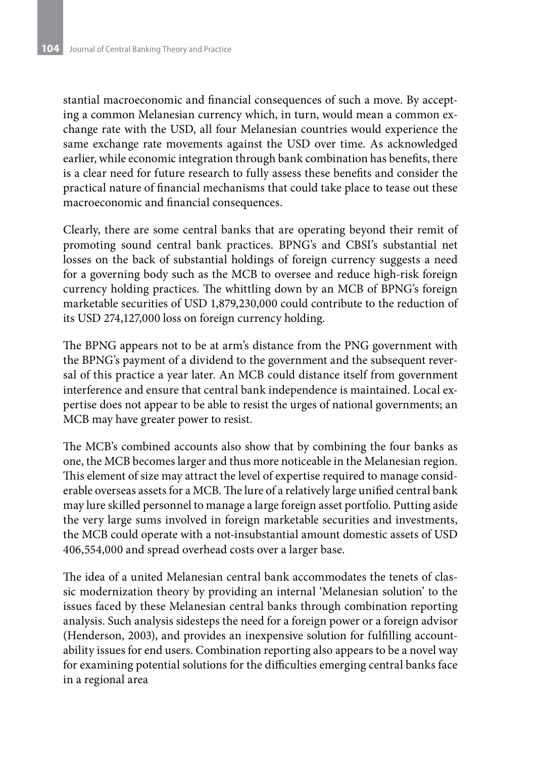stantial macroeconomic and financial consequences of such a move. By accepting a common Melanesian currency which, in turn, would mean a common exchange rate with the USD, all four Melanesian countries would experience the same exchange rate movements against the USD over time. As acknowledged earlier, while economic integration through bank combination has benefits, there is a clear need for future research to fully assess these benefits and consider the practical nature of financial mechanisms that could take place to tease out these macroeconomic and financial consequences.

Clearly, there are some central banks that are operating beyond their remit of promoting sound central bank practices. BPNG's and CBSI's substantial net losses on the back of substantial holdings of foreign currency suggests a need for a governing body such as the MCB to oversee and reduce high-risk foreign currency holding practices. The whittling down by an MCB of BPNG's foreign marketable securities of USD 1,879,230,000 could contribute to the reduction of its USD 274,127,000 loss on foreign currency holding.

The BPNG appears not to be at arm's distance from the PNG government with the BPNG's payment of a dividend to the government and the subsequent reversal of this practice a year later. An MCB could distance itself from government interference and ensure that central bank independence is maintained. Local expertise does not appear to be able to resist the urges of national governments; an MCB may have greater power to resist.

The MCB's combined accounts also show that by combining the four banks as one, the MCB becomes larger and thus more noticeable in the Melanesian region. This element of size may attract the level of expertise required to manage considerable overseas assets for a MCB. The lure of a relatively large unified central bank may lure skilled personnel to manage a large foreign asset portfolio. Putting aside the very large sums involved in foreign marketable securities and investments, the MCB could operate with a not-insubstantial amount domestic assets of USD 406,554,000 and spread overhead costs over a larger base.

The idea of a united Melanesian central bank accommodates the tenets of classic modernization theory by providing an internal 'Melanesian solution' to the issues faced by these Melanesian central banks through combination reporting analysis. Such analysis sidesteps the need for a foreign power or a foreign advisor (Henderson, 2003), and provides an inexpensive solution for fulfilling accountability issues for end users. Combination reporting also appears to be a novel way for examining potential solutions for the difficulties emerging central banks face in a regional area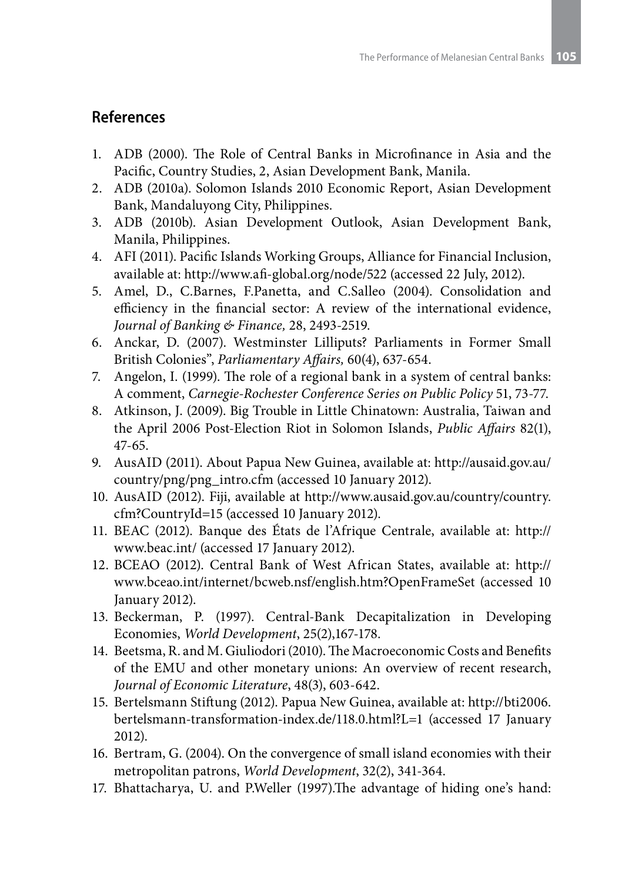## References

1. ADB (2000). The Role of Central Banks in Microfinance in Asia and the Pacific, Country Studies, 2, Asian Development Bank, Manila.
2. ADB (2010a). Solomon Islands 2010 Economic Report, Asian Development Bank, Mandaluyong City, Philippines.
3. ADB (2010b). Asian Development Outlook, Asian Development Bank, Manila, Philippines.
4. AFI (2011). Pacific Islands Working Groups, Alliance for Financial Inclusion, available at: http://www.afi-global.org/node/522 (accessed 22 July, 2012).
5. Amel, D., C.Barnes, F.Panetta, and C.Salleo (2004). Consolidation and efficiency in the financial sector: A review of the international evidence, *Journal of Banking & Finance,* 28, 2493-2519.
6. Anckar, D. (2007). Westminster Lilliputs? Parliaments in Former Small British Colonies", *Parliamentary Affairs,* 60(4), 637-654.
7. Angelon, I. (1999). The role of a regional bank in a system of central banks: A comment, *Carnegie-Rochester Conference Series on Public Policy* 51, 73-77.
8. Atkinson, J. (2009). Big Trouble in Little Chinatown: Australia, Taiwan and the April 2006 Post-Election Riot in Solomon Islands, *Public Affairs* 82(1), 47-65.
9. AusAID (2011). About Papua New Guinea, available at: http://ausaid.gov.au/country/png/png_intro.cfm (accessed 10 January 2012).
10. AusAID (2012). Fiji, available at http://www.ausaid.gov.au/country/country.cfm?CountryId=15 (accessed 10 January 2012).
11. BEAC (2012). Banque des États de l'Afrique Centrale, available at: http://www.beac.int/ (accessed 17 January 2012).
12. BCEAO (2012). Central Bank of West African States, available at: http://www.bceao.int/internet/bcweb.nsf/english.htm?OpenFrameSet (accessed 10 January 2012).
13. Beckerman, P. (1997). Central-Bank Decapitalization in Developing Economies, *World Development*, 25(2),167-178.
14. Beetsma, R. and M. Giuliodori (2010). The Macroeconomic Costs and Benefits of the EMU and other monetary unions: An overview of recent research, *Journal of Economic Literature*, 48(3), 603-642.
15. Bertelsmann Stiftung (2012). Papua New Guinea, available at: http://bti2006.bertelsmann-transformation-index.de/118.0.html?L=1 (accessed 17 January 2012).
16. Bertram, G. (2004). On the convergence of small island economies with their metropolitan patrons, *World Development*, 32(2), 341-364.
17. Bhattacharya, U. and P.Weller (1997).The advantage of hiding one's hand: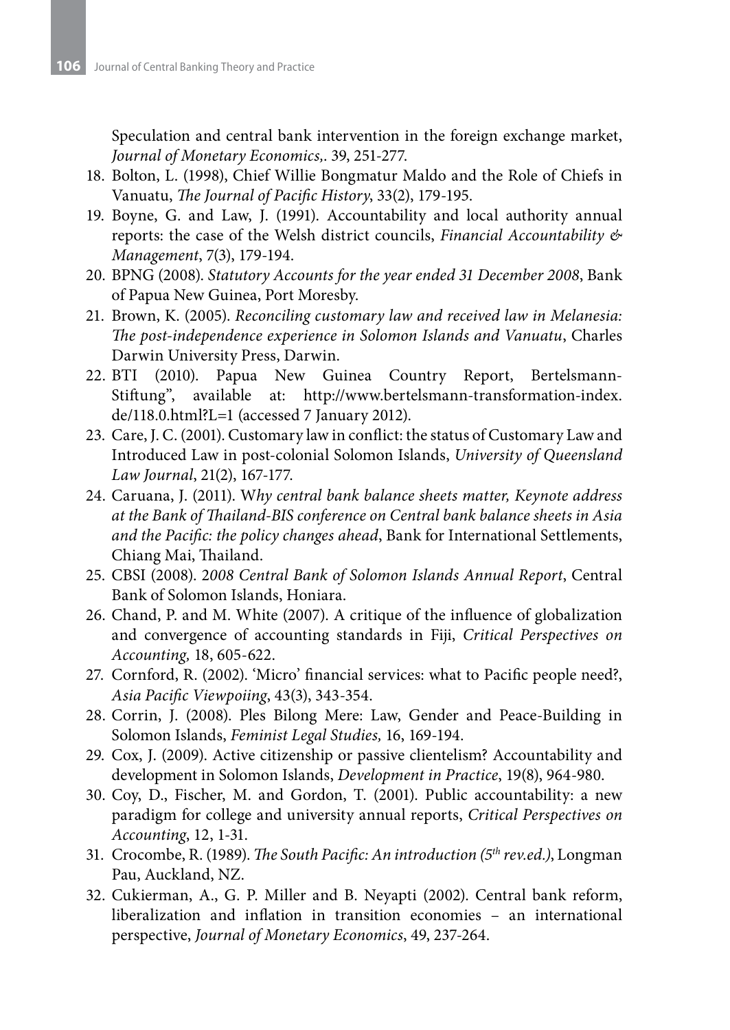Speculation and central bank intervention in the foreign exchange market, *Journal of Monetary Economics*,. 39, 251-277.

18. Bolton, L. (1998), Chief Willie Bongmatur Maldo and the Role of Chiefs in Vanuatu, *The Journal of Pacific History*, 33(2), 179-195.
19. Boyne, G. and Law, J. (1991). Accountability and local authority annual reports: the case of the Welsh district councils, *Financial Accountability & Management*, 7(3), 179-194.
20. BPNG (2008). *Statutory Accounts for the year ended 31 December 2008*, Bank of Papua New Guinea, Port Moresby.
21. Brown, K. (2005). *Reconciling customary law and received law in Melanesia: The post-independence experience in Solomon Islands and Vanuatu*, Charles Darwin University Press, Darwin.
22. BTI (2010). Papua New Guinea Country Report, Bertelsmann-Stiftung", available at: http://www.bertelsmann-transformation-index.de/118.0.html?L=1 (accessed 7 January 2012).
23. Care, J. C. (2001). Customary law in conflict: the status of Customary Law and Introduced Law in post-colonial Solomon Islands, *University of Queensland Law Journal*, 21(2), 167-177.
24. Caruana, J. (2011). W*hy central bank balance sheets matter, Keynote address at the Bank of Thailand-BIS conference on Central bank balance sheets in Asia and the Pacific: the policy changes ahead*, Bank for International Settlements, Chiang Mai, Thailand.
25. CBSI (2008). 2*008 Central Bank of Solomon Islands Annual Report*, Central Bank of Solomon Islands, Honiara.
26. Chand, P. and M. White (2007). A critique of the influence of globalization and convergence of accounting standards in Fiji, *Critical Perspectives on Accounting,* 18, 605-622.
27. Cornford, R. (2002). 'Micro' financial services: what to Pacific people need?, *Asia Pacific Viewpoiing*, 43(3), 343-354.
28. Corrin, J. (2008). Ples Bilong Mere: Law, Gender and Peace-Building in Solomon Islands, *Feminist Legal Studies,* 16, 169-194.
29. Cox, J. (2009). Active citizenship or passive clientelism? Accountability and development in Solomon Islands, *Development in Practice*, 19(8), 964-980.
30. Coy, D., Fischer, M. and Gordon, T. (2001). Public accountability: a new paradigm for college and university annual reports, *Critical Perspectives on Accounting*, 12, 1-31.
31. Crocombe, R. (1989). *The South Pacific: An introduction (5th rev.ed.)*, Longman Pau, Auckland, NZ.
32. Cukierman, A., G. P. Miller and B. Neyapti (2002). Central bank reform, liberalization and inflation in transition economies – an international perspective, *Journal of Monetary Economics*, 49, 237-264.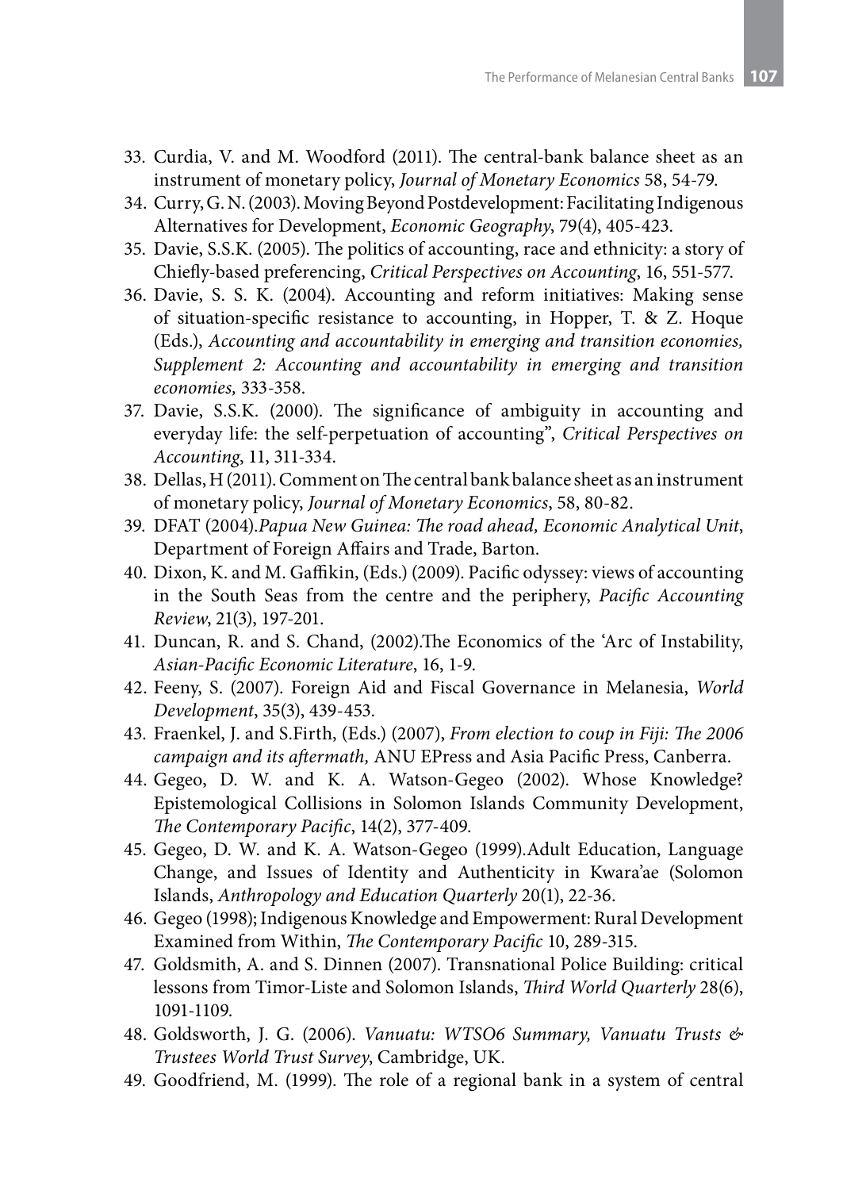33. Curdia, V. and M. Woodford (2011). The central-bank balance sheet as an instrument of monetary policy, *Journal of Monetary Economics* 58, 54-79.
34. Curry, G. N. (2003). Moving Beyond Postdevelopment: Facilitating Indigenous Alternatives for Development, *Economic Geography*, 79(4), 405-423.
35. Davie, S.S.K. (2005). The politics of accounting, race and ethnicity: a story of Chiefly-based preferencing, *Critical Perspectives on Accounting*, 16, 551-577.
36. Davie, S. S. K. (2004). Accounting and reform initiatives: Making sense of situation-specific resistance to accounting, in Hopper, T. & Z. Hoque (Eds.), *Accounting and accountability in emerging and transition economies, Supplement 2: Accounting and accountability in emerging and transition economies,* 333-358.
37. Davie, S.S.K. (2000). The significance of ambiguity in accounting and everyday life: the self-perpetuation of accounting", *Critical Perspectives on Accounting*, 11, 311-334.
38. Dellas, H (2011). Comment on The central bank balance sheet as an instrument of monetary policy, *Journal of Monetary Economics*, 58, 80-82.
39. DFAT (2004).*Papua New Guinea: The road ahead, Economic Analytical Unit*, Department of Foreign Affairs and Trade, Barton.
40. Dixon, K. and M. Gaffikin, (Eds.) (2009). Pacific odyssey: views of accounting in the South Seas from the centre and the periphery, *Pacific Accounting Review*, 21(3), 197-201.
41. Duncan, R. and S. Chand, (2002).The Economics of the 'Arc of Instability, *Asian-Pacific Economic Literature*, 16, 1-9.
42. Feeny, S. (2007). Foreign Aid and Fiscal Governance in Melanesia, *World Development*, 35(3), 439-453.
43. Fraenkel, J. and S.Firth, (Eds.) (2007), *From election to coup in Fiji: The 2006 campaign and its aftermath,* ANU EPress and Asia Pacific Press, Canberra.
44. Gegeo, D. W. and K. A. Watson-Gegeo (2002). Whose Knowledge? Epistemological Collisions in Solomon Islands Community Development, *The Contemporary Pacific*, 14(2), 377-409.
45. Gegeo, D. W. and K. A. Watson-Gegeo (1999).Adult Education, Language Change, and Issues of Identity and Authenticity in Kwara'ae (Solomon Islands, *Anthropology and Education Quarterly* 20(1), 22-36.
46. Gegeo (1998); Indigenous Knowledge and Empowerment: Rural Development Examined from Within, *The Contemporary Pacific* 10, 289-315.
47. Goldsmith, A. and S. Dinnen (2007). Transnational Police Building: critical lessons from Timor-Liste and Solomon Islands, *Third World Quarterly* 28(6), 1091-1109.
48. Goldsworth, J. G. (2006). *Vanuatu: WTSO6 Summary, Vanuatu Trusts & Trustees World Trust Survey*, Cambridge, UK.
49. Goodfriend, M. (1999). The role of a regional bank in a system of central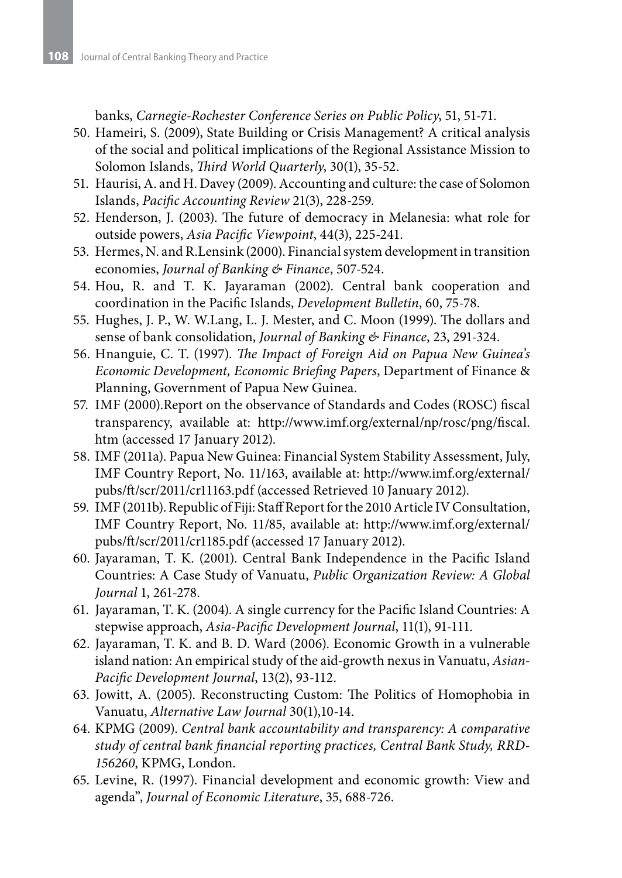banks, *Carnegie-Rochester Conference Series on Public Policy*, 51, 51-71.

50. Hameiri, S. (2009), State Building or Crisis Management? A critical analysis of the social and political implications of the Regional Assistance Mission to Solomon Islands, *Third World Quarterly*, 30(1), 35-52.
51. Haurisi, A. and H. Davey (2009). Accounting and culture: the case of Solomon Islands, *Pacific Accounting Review* 21(3), 228-259.
52. Henderson, J. (2003). The future of democracy in Melanesia: what role for outside powers, *Asia Pacific Viewpoint*, 44(3), 225-241.
53. Hermes, N. and R.Lensink (2000). Financial system development in transition economies, *Journal of Banking & Finance*, 507-524.
54. Hou, R. and T. K. Jayaraman (2002). Central bank cooperation and coordination in the Pacific Islands, *Development Bulletin*, 60, 75-78.
55. Hughes, J. P., W. W.Lang, L. J. Mester, and C. Moon (1999). The dollars and sense of bank consolidation, *Journal of Banking & Finance*, 23, 291-324.
56. Hnanguie, C. T. (1997). *The Impact of Foreign Aid on Papua New Guinea's Economic Development, Economic Briefing Papers*, Department of Finance & Planning, Government of Papua New Guinea.
57. IMF (2000).Report on the observance of Standards and Codes (ROSC) fiscal transparency, available at: http://www.imf.org/external/np/rosc/png/fiscal.htm (accessed 17 January 2012).
58. IMF (2011a). Papua New Guinea: Financial System Stability Assessment, July, IMF Country Report, No. 11/163, available at: http://www.imf.org/external/pubs/ft/scr/2011/cr11163.pdf (accessed Retrieved 10 January 2012).
59. IMF (2011b). Republic of Fiji: Staff Report for the 2010 Article IV Consultation, IMF Country Report, No. 11/85, available at: http://www.imf.org/external/pubs/ft/scr/2011/cr1185.pdf (accessed 17 January 2012).
60. Jayaraman, T. K. (2001). Central Bank Independence in the Pacific Island Countries: A Case Study of Vanuatu, *Public Organization Review: A Global Journal* 1, 261-278.
61. Jayaraman, T. K. (2004). A single currency for the Pacific Island Countries: A stepwise approach, *Asia-Pacific Development Journal*, 11(1), 91-111.
62. Jayaraman, T. K. and B. D. Ward (2006). Economic Growth in a vulnerable island nation: An empirical study of the aid-growth nexus in Vanuatu, *Asian-Pacific Development Journal*, 13(2), 93-112.
63. Jowitt, A. (2005). Reconstructing Custom: The Politics of Homophobia in Vanuatu, *Alternative Law Journal* 30(1),10-14.
64. KPMG (2009). *Central bank accountability and transparency: A comparative study of central bank financial reporting practices, Central Bank Study, RRD-156260*, KPMG, London.
65. Levine, R. (1997). Financial development and economic growth: View and agenda", *Journal of Economic Literature*, 35, 688-726.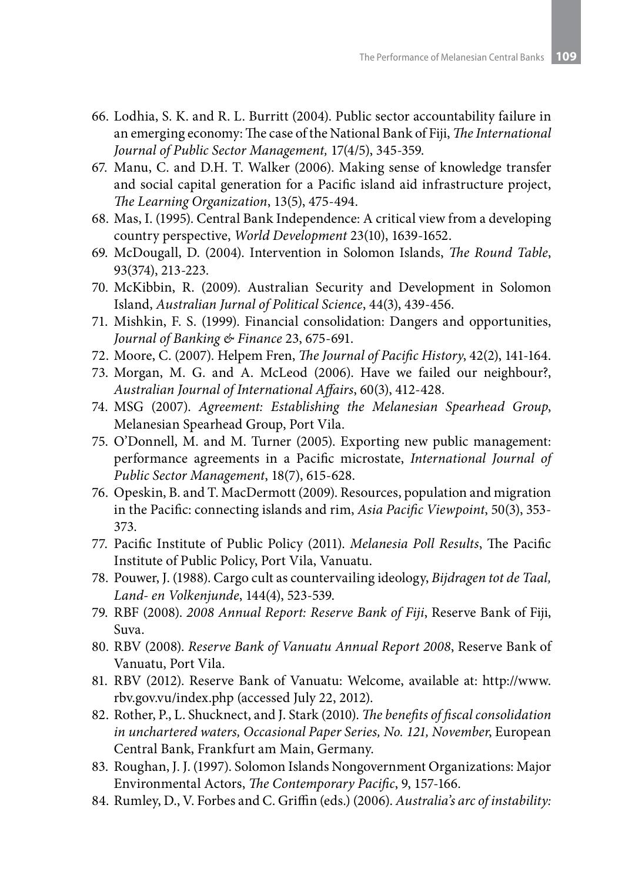66. Lodhia, S. K. and R. L. Burritt (2004). Public sector accountability failure in an emerging economy: The case of the National Bank of Fiji, *The International Journal of Public Sector Management,* 17(4/5), 345-359.
67. Manu, C. and D.H. T. Walker (2006). Making sense of knowledge transfer and social capital generation for a Pacific island aid infrastructure project, *The Learning Organization*, 13(5), 475-494.
68. Mas, I. (1995). Central Bank Independence: A critical view from a developing country perspective, *World Development* 23(10), 1639-1652.
69. McDougall, D. (2004). Intervention in Solomon Islands, *The Round Table*, 93(374), 213-223.
70. McKibbin, R. (2009). Australian Security and Development in Solomon Island, *Australian Jurnal of Political Science*, 44(3), 439-456.
71. Mishkin, F. S. (1999). Financial consolidation: Dangers and opportunities, *Journal of Banking & Finance* 23, 675-691.
72. Moore, C. (2007). Helpem Fren, *The Journal of Pacific History*, 42(2), 141-164.
73. Morgan, M. G. and A. McLeod (2006). Have we failed our neighbour?, *Australian Journal of International Affairs*, 60(3), 412-428.
74. MSG (2007). *Agreement: Establishing the Melanesian Spearhead Group*, Melanesian Spearhead Group, Port Vila.
75. O'Donnell, M. and M. Turner (2005). Exporting new public management: performance agreements in a Pacific microstate, *International Journal of Public Sector Management*, 18(7), 615-628.
76. Opeskin, B. and T. MacDermott (2009). Resources, population and migration in the Pacific: connecting islands and rim, *Asia Pacific Viewpoint*, 50(3), 353-373.
77. Pacific Institute of Public Policy (2011). *Melanesia Poll Results*, The Pacific Institute of Public Policy, Port Vila, Vanuatu.
78. Pouwer, J. (1988). Cargo cult as countervailing ideology, *Bijdragen tot de Taal, Land- en Volkenjunde*, 144(4), 523-539.
79. RBF (2008). *2008 Annual Report: Reserve Bank of Fiji*, Reserve Bank of Fiji, Suva.
80. RBV (2008). *Reserve Bank of Vanuatu Annual Report 2008*, Reserve Bank of Vanuatu, Port Vila.
81. RBV (2012). Reserve Bank of Vanuatu: Welcome, available at: http://www.rbv.gov.vu/index.php (accessed July 22, 2012).
82. Rother, P., L. Shucknect, and J. Stark (2010). *The benefits of fiscal consolidation in unchartered waters, Occasional Paper Series, No. 121, November*, European Central Bank, Frankfurt am Main, Germany.
83. Roughan, J. J. (1997). Solomon Islands Nongovernment Organizations: Major Environmental Actors, *The Contemporary Pacific*, 9, 157-166.
84. Rumley, D., V. Forbes and C. Griffin (eds.) (2006). *Australia's arc of instability:*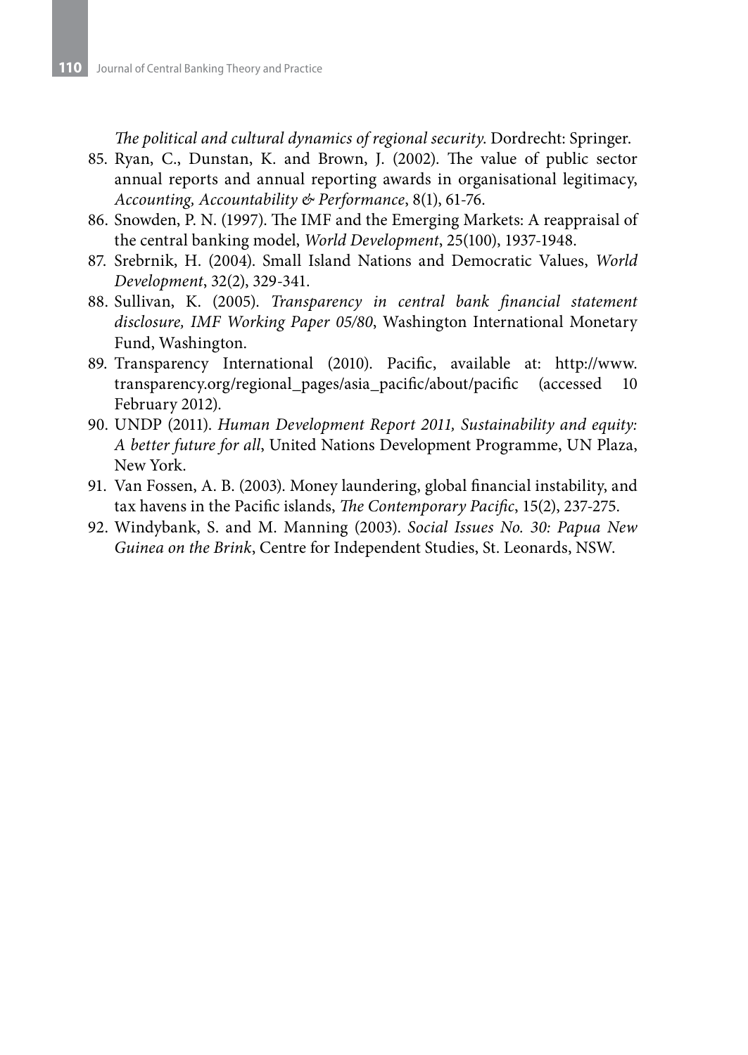*The political and cultural dynamics of regional security*. Dordrecht: Springer.

85. Ryan, C., Dunstan, K. and Brown, J. (2002). The value of public sector annual reports and annual reporting awards in organisational legitimacy, *Accounting, Accountability & Performance*, 8(1), 61-76.
86. Snowden, P. N. (1997). The IMF and the Emerging Markets: A reappraisal of the central banking model, *World Development*, 25(100), 1937-1948.
87. Srebrnik, H. (2004). Small Island Nations and Democratic Values, *World Development*, 32(2), 329-341.
88. Sullivan, K. (2005). *Transparency in central bank financial statement disclosure, IMF Working Paper 05/80*, Washington International Monetary Fund, Washington.
89. Transparency International (2010). Pacific, available at: http://www.transparency.org/regional_pages/asia_pacific/about/pacific (accessed 10 February 2012).
90. UNDP (2011). *Human Development Report 2011, Sustainability and equity: A better future for all*, United Nations Development Programme, UN Plaza, New York.
91. Van Fossen, A. B. (2003). Money laundering, global financial instability, and tax havens in the Pacific islands, *The Contemporary Pacific*, 15(2), 237-275.
92. Windybank, S. and M. Manning (2003). *Social Issues No. 30: Papua New Guinea on the Brink*, Centre for Independent Studies, St. Leonards, NSW.